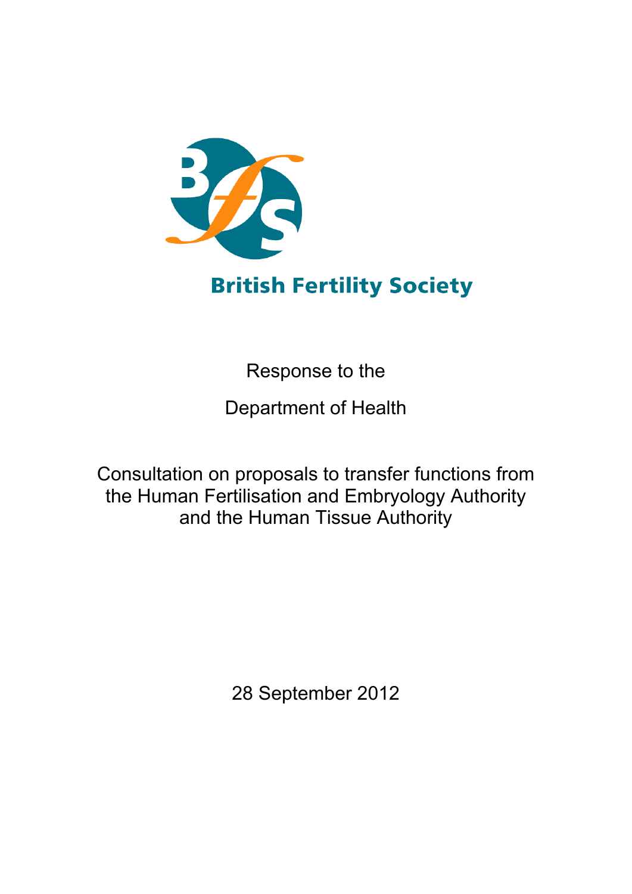British Fertility Society

Response to the

Department of Health

Consultation on proposals to transfer functions from the Human Fertilisation and Embryology Authority and the Human Tissue Authority

28 September 2012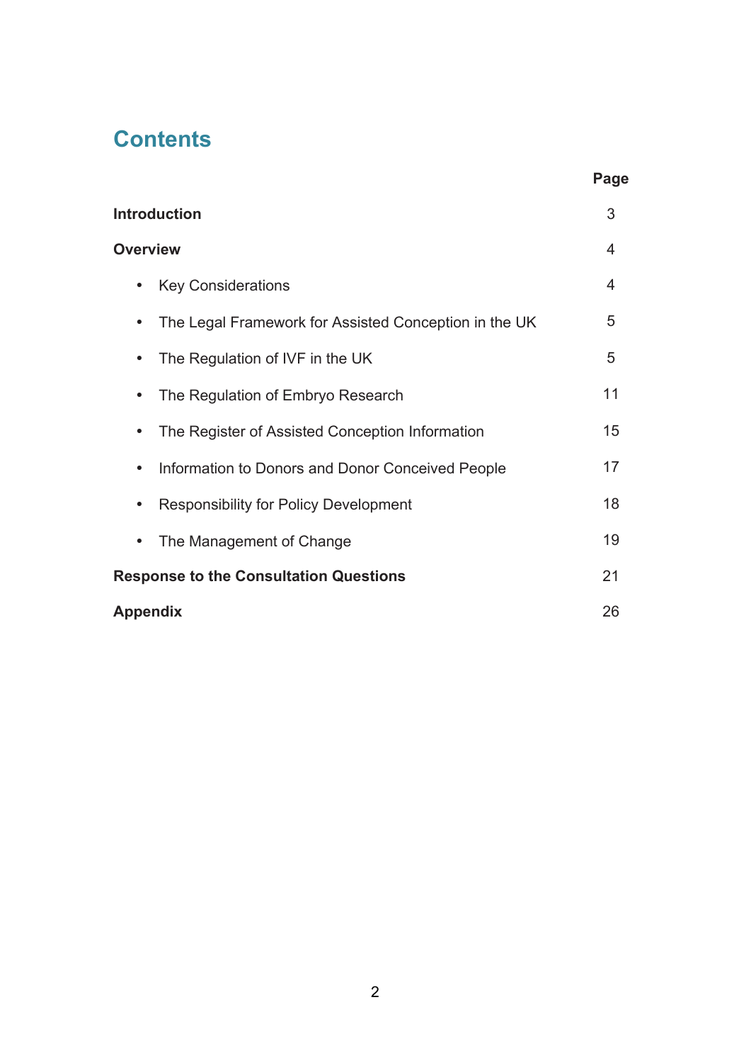## Contents

| | Page |
|---|---|
| **Introduction** | 3 |
| **Overview** | 4 |
| • Key Considerations | 4 |
| • The Legal Framework for Assisted Conception in the UK | 5 |
| • The Regulation of IVF in the UK | 5 |
| • The Regulation of Embryo Research | 11 |
| • The Register of Assisted Conception Information | 15 |
| • Information to Donors and Donor Conceived People | 17 |
| • Responsibility for Policy Development | 18 |
| • The Management of Change | 19 |
| **Response to the Consultation Questions** | 21 |
| **Appendix** | 26 |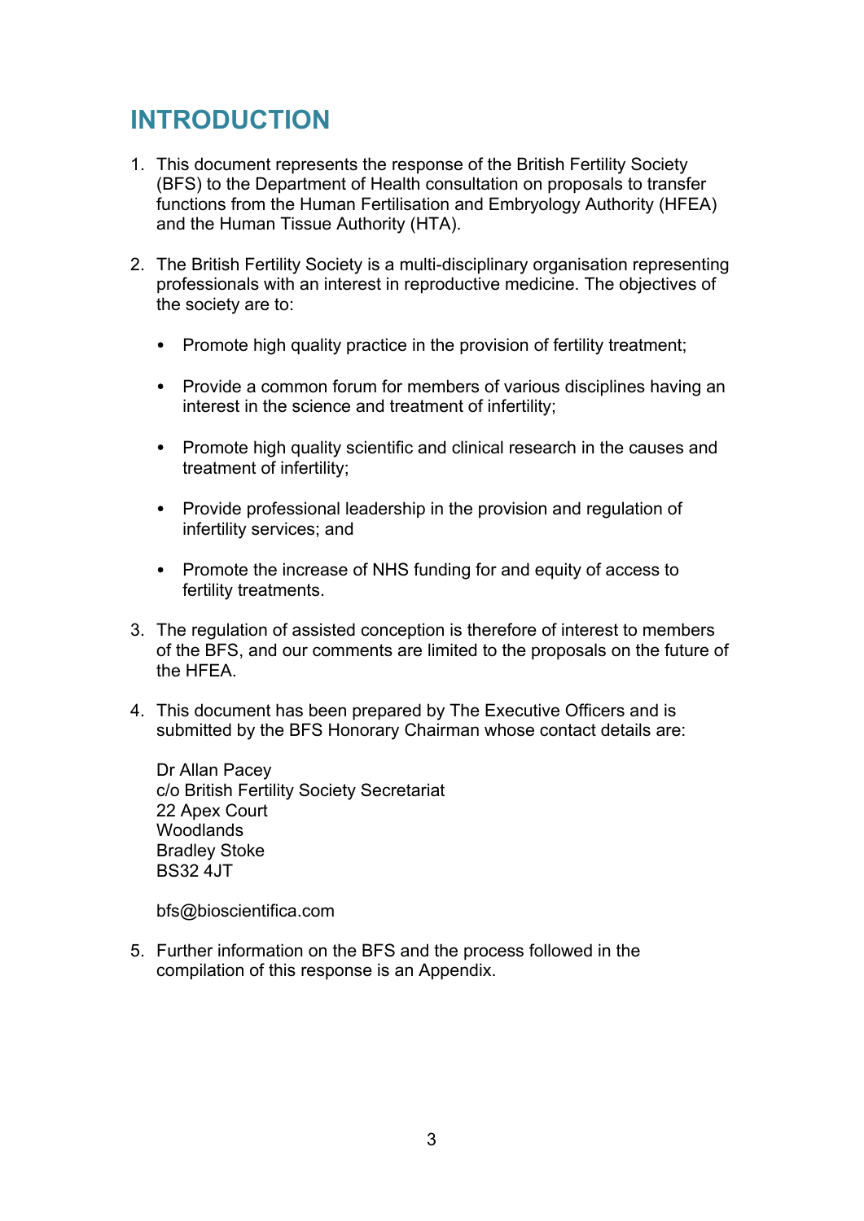# INTRODUCTION

1. This document represents the response of the British Fertility Society (BFS) to the Department of Health consultation on proposals to transfer functions from the Human Fertilisation and Embryology Authority (HFEA) and the Human Tissue Authority (HTA).

2. The British Fertility Society is a multi-disciplinary organisation representing professionals with an interest in reproductive medicine. The objectives of the society are to:

   - Promote high quality practice in the provision of fertility treatment;

   - Provide a common forum for members of various disciplines having an interest in the science and treatment of infertility;

   - Promote high quality scientific and clinical research in the causes and treatment of infertility;

   - Provide professional leadership in the provision and regulation of infertility services; and

   - Promote the increase of NHS funding for and equity of access to fertility treatments.

3. The regulation of assisted conception is therefore of interest to members of the BFS, and our comments are limited to the proposals on the future of the HFEA.

4. This document has been prepared by The Executive Officers and is submitted by the BFS Honorary Chairman whose contact details are:

   Dr Allan Pacey
   c/o British Fertility Society Secretariat
   22 Apex Court
   Woodlands
   Bradley Stoke
   BS32 4JT

   bfs@bioscientifica.com

5. Further information on the BFS and the process followed in the compilation of this response is an Appendix.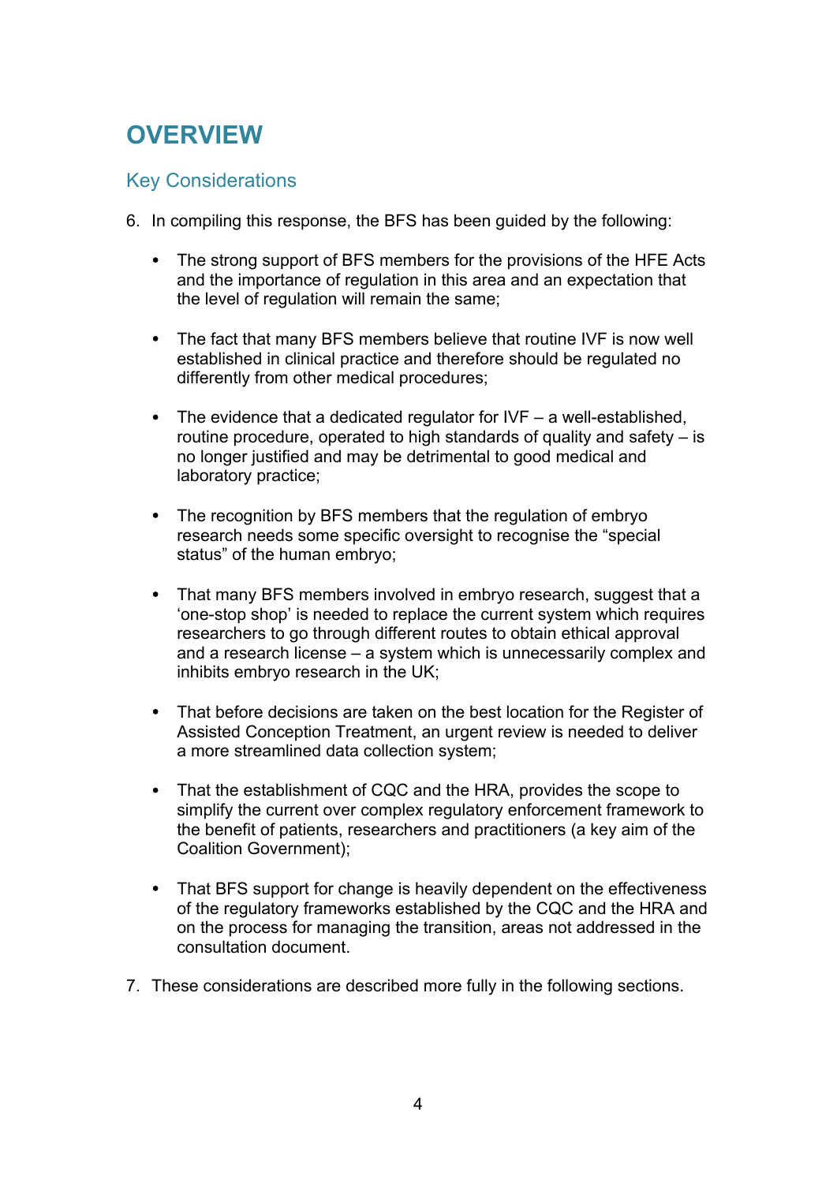# OVERVIEW

## Key Considerations

6. In compiling this response, the BFS has been guided by the following:

   - The strong support of BFS members for the provisions of the HFE Acts and the importance of regulation in this area and an expectation that the level of regulation will remain the same;

   - The fact that many BFS members believe that routine IVF is now well established in clinical practice and therefore should be regulated no differently from other medical procedures;

   - The evidence that a dedicated regulator for IVF – a well-established, routine procedure, operated to high standards of quality and safety – is no longer justified and may be detrimental to good medical and laboratory practice;

   - The recognition by BFS members that the regulation of embryo research needs some specific oversight to recognise the "special status" of the human embryo;

   - That many BFS members involved in embryo research, suggest that a 'one-stop shop' is needed to replace the current system which requires researchers to go through different routes to obtain ethical approval and a research license – a system which is unnecessarily complex and inhibits embryo research in the UK;

   - That before decisions are taken on the best location for the Register of Assisted Conception Treatment, an urgent review is needed to deliver a more streamlined data collection system;

   - That the establishment of CQC and the HRA, provides the scope to simplify the current over complex regulatory enforcement framework to the benefit of patients, researchers and practitioners (a key aim of the Coalition Government);

   - That BFS support for change is heavily dependent on the effectiveness of the regulatory frameworks established by the CQC and the HRA and on the process for managing the transition, areas not addressed in the consultation document.

7. These considerations are described more fully in the following sections.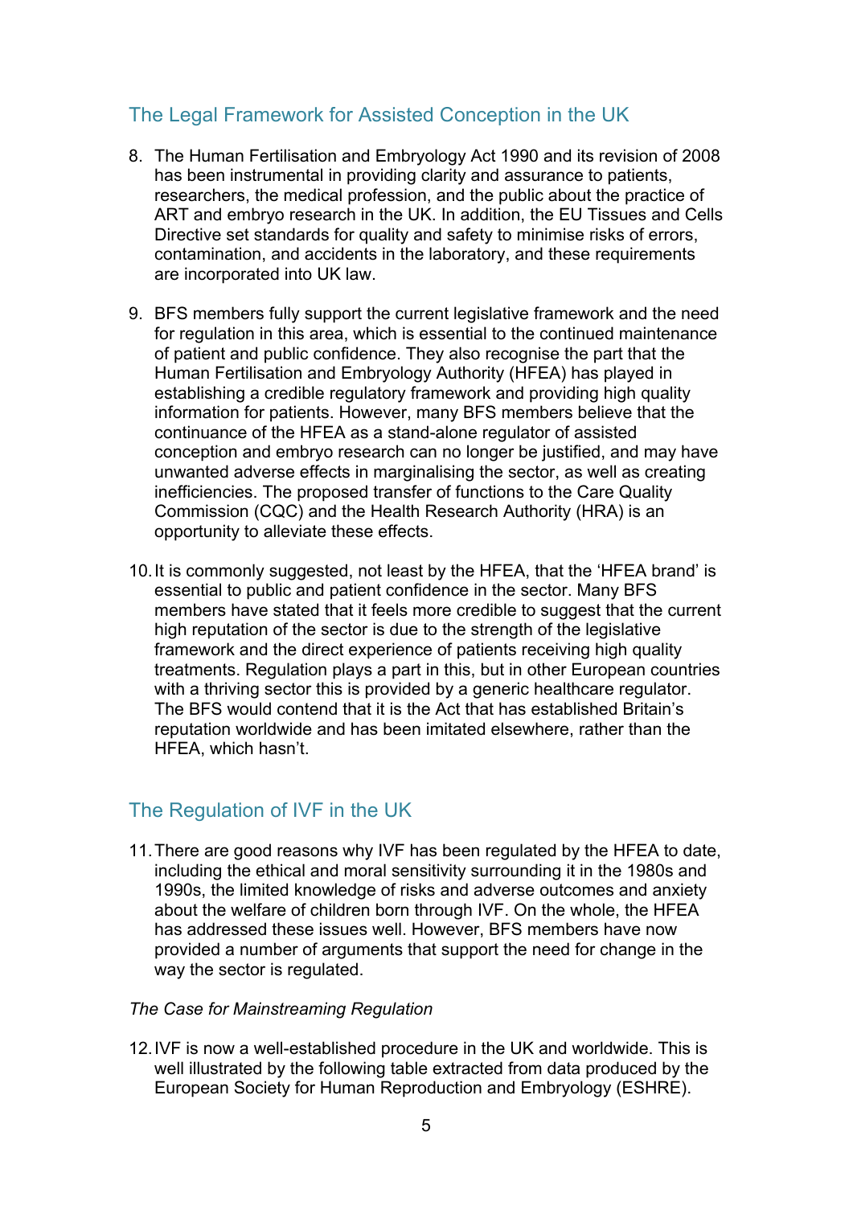## The Legal Framework for Assisted Conception in the UK

8. The Human Fertilisation and Embryology Act 1990 and its revision of 2008 has been instrumental in providing clarity and assurance to patients, researchers, the medical profession, and the public about the practice of ART and embryo research in the UK. In addition, the EU Tissues and Cells Directive set standards for quality and safety to minimise risks of errors, contamination, and accidents in the laboratory, and these requirements are incorporated into UK law.

9. BFS members fully support the current legislative framework and the need for regulation in this area, which is essential to the continued maintenance of patient and public confidence. They also recognise the part that the Human Fertilisation and Embryology Authority (HFEA) has played in establishing a credible regulatory framework and providing high quality information for patients. However, many BFS members believe that the continuance of the HFEA as a stand-alone regulator of assisted conception and embryo research can no longer be justified, and may have unwanted adverse effects in marginalising the sector, as well as creating inefficiencies. The proposed transfer of functions to the Care Quality Commission (CQC) and the Health Research Authority (HRA) is an opportunity to alleviate these effects.

10. It is commonly suggested, not least by the HFEA, that the 'HFEA brand' is essential to public and patient confidence in the sector. Many BFS members have stated that it feels more credible to suggest that the current high reputation of the sector is due to the strength of the legislative framework and the direct experience of patients receiving high quality treatments. Regulation plays a part in this, but in other European countries with a thriving sector this is provided by a generic healthcare regulator. The BFS would contend that it is the Act that has established Britain's reputation worldwide and has been imitated elsewhere, rather than the HFEA, which hasn't.

## The Regulation of IVF in the UK

11. There are good reasons why IVF has been regulated by the HFEA to date, including the ethical and moral sensitivity surrounding it in the 1980s and 1990s, the limited knowledge of risks and adverse outcomes and anxiety about the welfare of children born through IVF. On the whole, the HFEA has addressed these issues well. However, BFS members have now provided a number of arguments that support the need for change in the way the sector is regulated.

*The Case for Mainstreaming Regulation*

12. IVF is now a well-established procedure in the UK and worldwide. This is well illustrated by the following table extracted from data produced by the European Society for Human Reproduction and Embryology (ESHRE).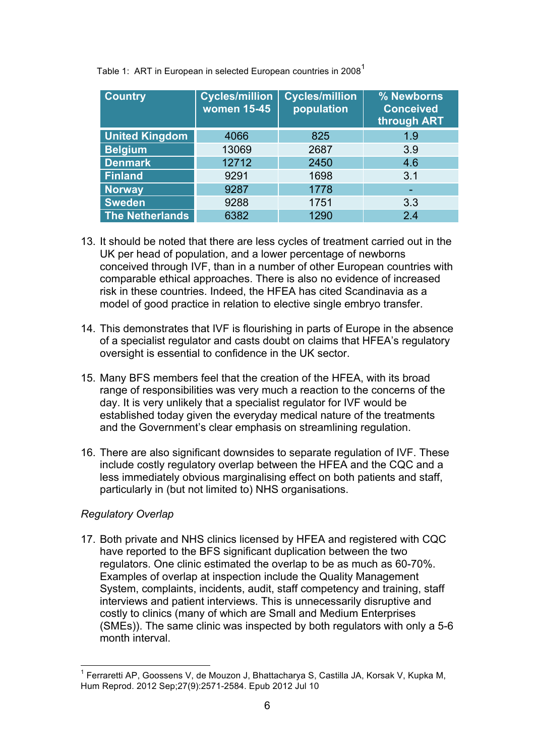Table 1: ART in European in selected European countries in 2008[1]

| Country | Cycles/million women 15-45 | Cycles/million population | % Newborns Conceived through ART |
|---|---|---|---|
| United Kingdom | 4066 | 825 | 1.9 |
| Belgium | 13069 | 2687 | 3.9 |
| Denmark | 12712 | 2450 | 4.6 |
| Finland | 9291 | 1698 | 3.1 |
| Norway | 9287 | 1778 | - |
| Sweden | 9288 | 1751 | 3.3 |
| The Netherlands | 6382 | 1290 | 2.4 |

13. It should be noted that there are less cycles of treatment carried out in the UK per head of population, and a lower percentage of newborns conceived through IVF, than in a number of other European countries with comparable ethical approaches. There is also no evidence of increased risk in these countries. Indeed, the HFEA has cited Scandinavia as a model of good practice in relation to elective single embryo transfer.

14. This demonstrates that IVF is flourishing in parts of Europe in the absence of a specialist regulator and casts doubt on claims that HFEA's regulatory oversight is essential to confidence in the UK sector.

15. Many BFS members feel that the creation of the HFEA, with its broad range of responsibilities was very much a reaction to the concerns of the day. It is very unlikely that a specialist regulator for IVF would be established today given the everyday medical nature of the treatments and the Government's clear emphasis on streamlining regulation.

16. There are also significant downsides to separate regulation of IVF. These include costly regulatory overlap between the HFEA and the CQC and a less immediately obvious marginalising effect on both patients and staff, particularly in (but not limited to) NHS organisations.

*Regulatory Overlap*

17. Both private and NHS clinics licensed by HFEA and registered with CQC have reported to the BFS significant duplication between the two regulators. One clinic estimated the overlap to be as much as 60-70%. Examples of overlap at inspection include the Quality Management System, complaints, incidents, audit, staff competency and training, staff interviews and patient interviews. This is unnecessarily disruptive and costly to clinics (many of which are Small and Medium Enterprises (SMEs)). The same clinic was inspected by both regulators with only a 5-6 month interval.

[1] Ferraretti AP, Goossens V, de Mouzon J, Bhattacharya S, Castilla JA, Korsak V, Kupka M, Hum Reprod. 2012 Sep;27(9):2571-2584. Epub 2012 Jul 10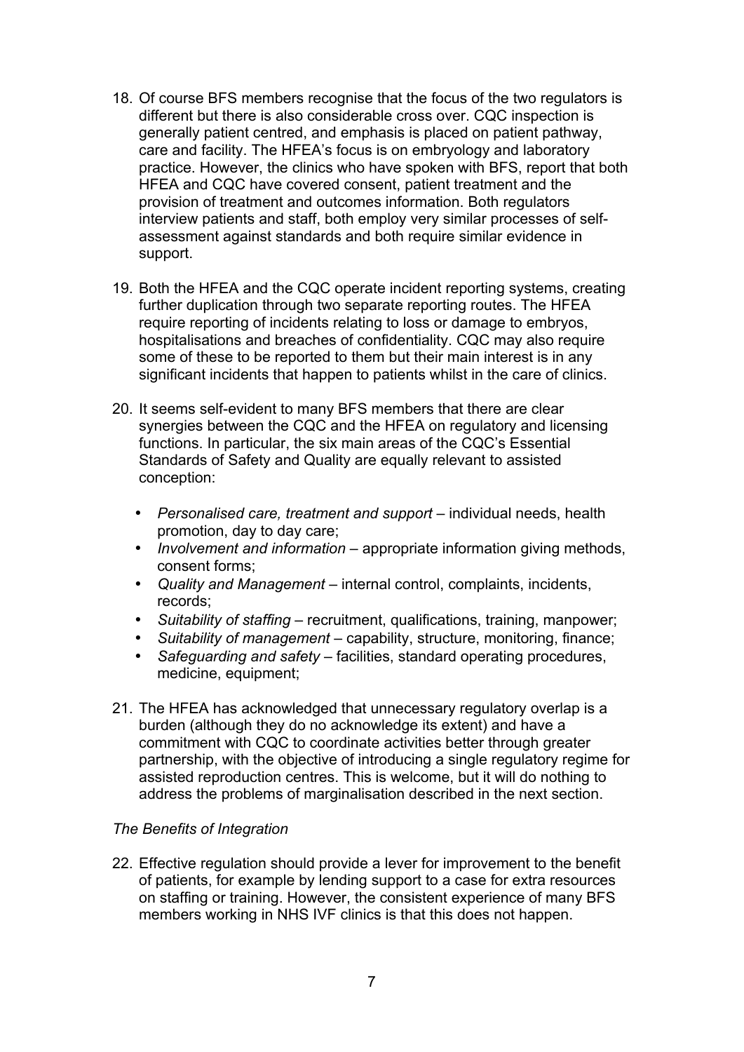18. Of course BFS members recognise that the focus of the two regulators is different but there is also considerable cross over. CQC inspection is generally patient centred, and emphasis is placed on patient pathway, care and facility. The HFEA's focus is on embryology and laboratory practice. However, the clinics who have spoken with BFS, report that both HFEA and CQC have covered consent, patient treatment and the provision of treatment and outcomes information. Both regulators interview patients and staff, both employ very similar processes of self-assessment against standards and both require similar evidence in support.

19. Both the HFEA and the CQC operate incident reporting systems, creating further duplication through two separate reporting routes. The HFEA require reporting of incidents relating to loss or damage to embryos, hospitalisations and breaches of confidentiality. CQC may also require some of these to be reported to them but their main interest is in any significant incidents that happen to patients whilst in the care of clinics.

20. It seems self-evident to many BFS members that there are clear synergies between the CQC and the HFEA on regulatory and licensing functions. In particular, the six main areas of the CQC's Essential Standards of Safety and Quality are equally relevant to assisted conception:

    - *Personalised care, treatment and support* – individual needs, health promotion, day to day care;
    - *Involvement and information* – appropriate information giving methods, consent forms;
    - *Quality and Management* – internal control, complaints, incidents, records;
    - *Suitability of staffing* – recruitment, qualifications, training, manpower;
    - *Suitability of management* – capability, structure, monitoring, finance;
    - *Safeguarding and safety* – facilities, standard operating procedures, medicine, equipment;

21. The HFEA has acknowledged that unnecessary regulatory overlap is a burden (although they do no acknowledge its extent) and have a commitment with CQC to coordinate activities better through greater partnership, with the objective of introducing a single regulatory regime for assisted reproduction centres. This is welcome, but it will do nothing to address the problems of marginalisation described in the next section.

*The Benefits of Integration*

22. Effective regulation should provide a lever for improvement to the benefit of patients, for example by lending support to a case for extra resources on staffing or training. However, the consistent experience of many BFS members working in NHS IVF clinics is that this does not happen.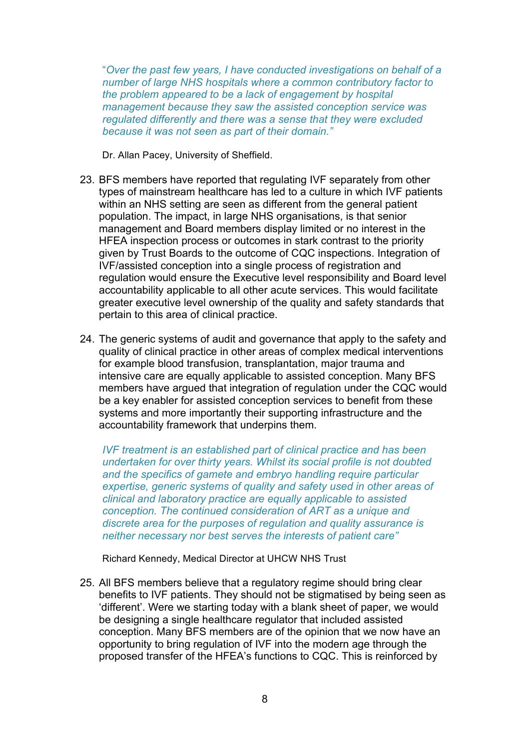*"Over the past few years, I have conducted investigations on behalf of a number of large NHS hospitals where a common contributory factor to the problem appeared to be a lack of engagement by hospital management because they saw the assisted conception service was regulated differently and there was a sense that they were excluded because it was not seen as part of their domain."*

Dr. Allan Pacey, University of Sheffield.

23. BFS members have reported that regulating IVF separately from other types of mainstream healthcare has led to a culture in which IVF patients within an NHS setting are seen as different from the general patient population. The impact, in large NHS organisations, is that senior management and Board members display limited or no interest in the HFEA inspection process or outcomes in stark contrast to the priority given by Trust Boards to the outcome of CQC inspections. Integration of IVF/assisted conception into a single process of registration and regulation would ensure the Executive level responsibility and Board level accountability applicable to all other acute services. This would facilitate greater executive level ownership of the quality and safety standards that pertain to this area of clinical practice.

24. The generic systems of audit and governance that apply to the safety and quality of clinical practice in other areas of complex medical interventions for example blood transfusion, transplantation, major trauma and intensive care are equally applicable to assisted conception. Many BFS members have argued that integration of regulation under the CQC would be a key enabler for assisted conception services to benefit from these systems and more importantly their supporting infrastructure and the accountability framework that underpins them.

*IVF treatment is an established part of clinical practice and has been undertaken for over thirty years. Whilst its social profile is not doubted and the specifics of gamete and embryo handling require particular expertise, generic systems of quality and safety used in other areas of clinical and laboratory practice are equally applicable to assisted conception. The continued consideration of ART as a unique and discrete area for the purposes of regulation and quality assurance is neither necessary nor best serves the interests of patient care"*

Richard Kennedy, Medical Director at UHCW NHS Trust

25. All BFS members believe that a regulatory regime should bring clear benefits to IVF patients. They should not be stigmatised by being seen as 'different'. Were we starting today with a blank sheet of paper, we would be designing a single healthcare regulator that included assisted conception. Many BFS members are of the opinion that we now have an opportunity to bring regulation of IVF into the modern age through the proposed transfer of the HFEA's functions to CQC. This is reinforced by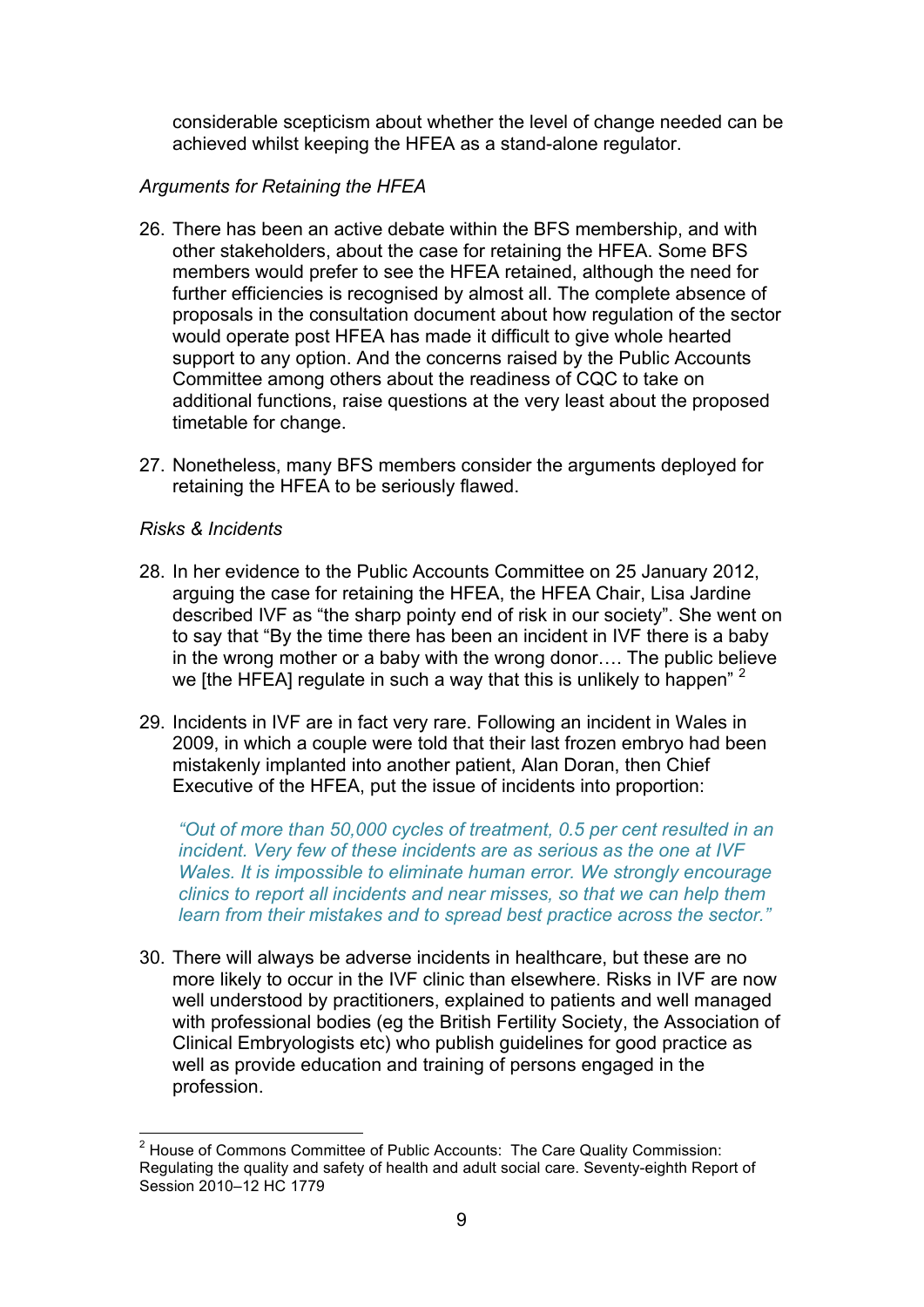considerable scepticism about whether the level of change needed can be achieved whilst keeping the HFEA as a stand-alone regulator.

*Arguments for Retaining the HFEA*

26. There has been an active debate within the BFS membership, and with other stakeholders, about the case for retaining the HFEA. Some BFS members would prefer to see the HFEA retained, although the need for further efficiencies is recognised by almost all. The complete absence of proposals in the consultation document about how regulation of the sector would operate post HFEA has made it difficult to give whole hearted support to any option. And the concerns raised by the Public Accounts Committee among others about the readiness of CQC to take on additional functions, raise questions at the very least about the proposed timetable for change.

27. Nonetheless, many BFS members consider the arguments deployed for retaining the HFEA to be seriously flawed.

*Risks & Incidents*

28. In her evidence to the Public Accounts Committee on 25 January 2012, arguing the case for retaining the HFEA, the HFEA Chair, Lisa Jardine described IVF as "the sharp pointy end of risk in our society". She went on to say that "By the time there has been an incident in IVF there is a baby in the wrong mother or a baby with the wrong donor…. The public believe we [the HFEA] regulate in such a way that this is unlikely to happen" [2]

29. Incidents in IVF are in fact very rare. Following an incident in Wales in 2009, in which a couple were told that their last frozen embryo had been mistakenly implanted into another patient, Alan Doran, then Chief Executive of the HFEA, put the issue of incidents into proportion:

    *"Out of more than 50,000 cycles of treatment, 0.5 per cent resulted in an incident. Very few of these incidents are as serious as the one at IVF Wales. It is impossible to eliminate human error. We strongly encourage clinics to report all incidents and near misses, so that we can help them learn from their mistakes and to spread best practice across the sector."*

30. There will always be adverse incidents in healthcare, but these are no more likely to occur in the IVF clinic than elsewhere. Risks in IVF are now well understood by practitioners, explained to patients and well managed with professional bodies (eg the British Fertility Society, the Association of Clinical Embryologists etc) who publish guidelines for good practice as well as provide education and training of persons engaged in the profession.

---

[2] House of Commons Committee of Public Accounts: The Care Quality Commission: Regulating the quality and safety of health and adult social care. Seventy-eighth Report of Session 2010–12 HC 1779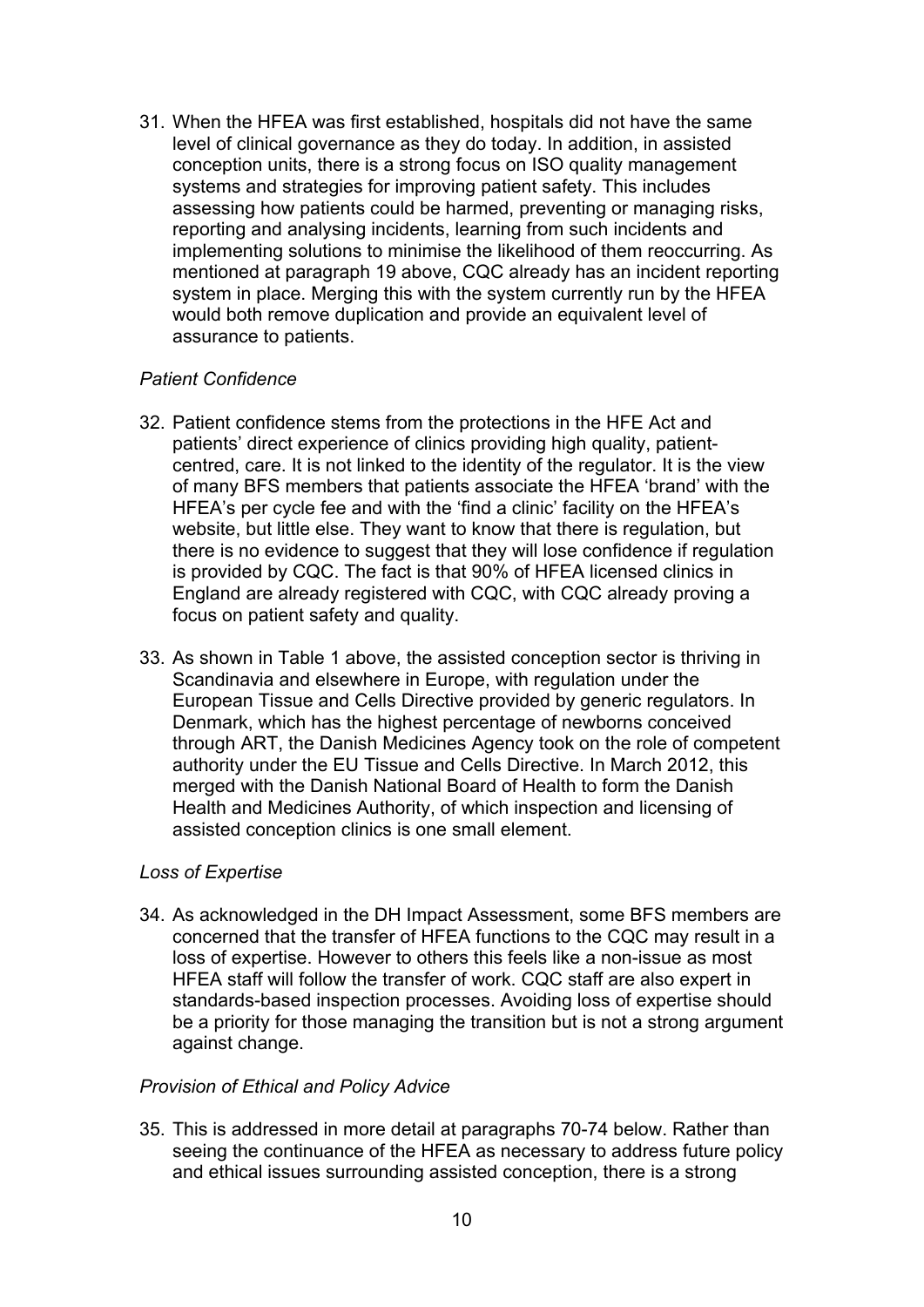31. When the HFEA was first established, hospitals did not have the same level of clinical governance as they do today. In addition, in assisted conception units, there is a strong focus on ISO quality management systems and strategies for improving patient safety. This includes assessing how patients could be harmed, preventing or managing risks, reporting and analysing incidents, learning from such incidents and implementing solutions to minimise the likelihood of them reoccurring. As mentioned at paragraph 19 above, CQC already has an incident reporting system in place. Merging this with the system currently run by the HFEA would both remove duplication and provide an equivalent level of assurance to patients.

*Patient Confidence*

32. Patient confidence stems from the protections in the HFE Act and patients' direct experience of clinics providing high quality, patient-centred, care. It is not linked to the identity of the regulator. It is the view of many BFS members that patients associate the HFEA 'brand' with the HFEA's per cycle fee and with the 'find a clinic' facility on the HFEA's website, but little else. They want to know that there is regulation, but there is no evidence to suggest that they will lose confidence if regulation is provided by CQC. The fact is that 90% of HFEA licensed clinics in England are already registered with CQC, with CQC already proving a focus on patient safety and quality.

33. As shown in Table 1 above, the assisted conception sector is thriving in Scandinavia and elsewhere in Europe, with regulation under the European Tissue and Cells Directive provided by generic regulators. In Denmark, which has the highest percentage of newborns conceived through ART, the Danish Medicines Agency took on the role of competent authority under the EU Tissue and Cells Directive. In March 2012, this merged with the Danish National Board of Health to form the Danish Health and Medicines Authority, of which inspection and licensing of assisted conception clinics is one small element.

*Loss of Expertise*

34. As acknowledged in the DH Impact Assessment, some BFS members are concerned that the transfer of HFEA functions to the CQC may result in a loss of expertise. However to others this feels like a non-issue as most HFEA staff will follow the transfer of work. CQC staff are also expert in standards-based inspection processes. Avoiding loss of expertise should be a priority for those managing the transition but is not a strong argument against change.

*Provision of Ethical and Policy Advice*

35. This is addressed in more detail at paragraphs 70-74 below. Rather than seeing the continuance of the HFEA as necessary to address future policy and ethical issues surrounding assisted conception, there is a strong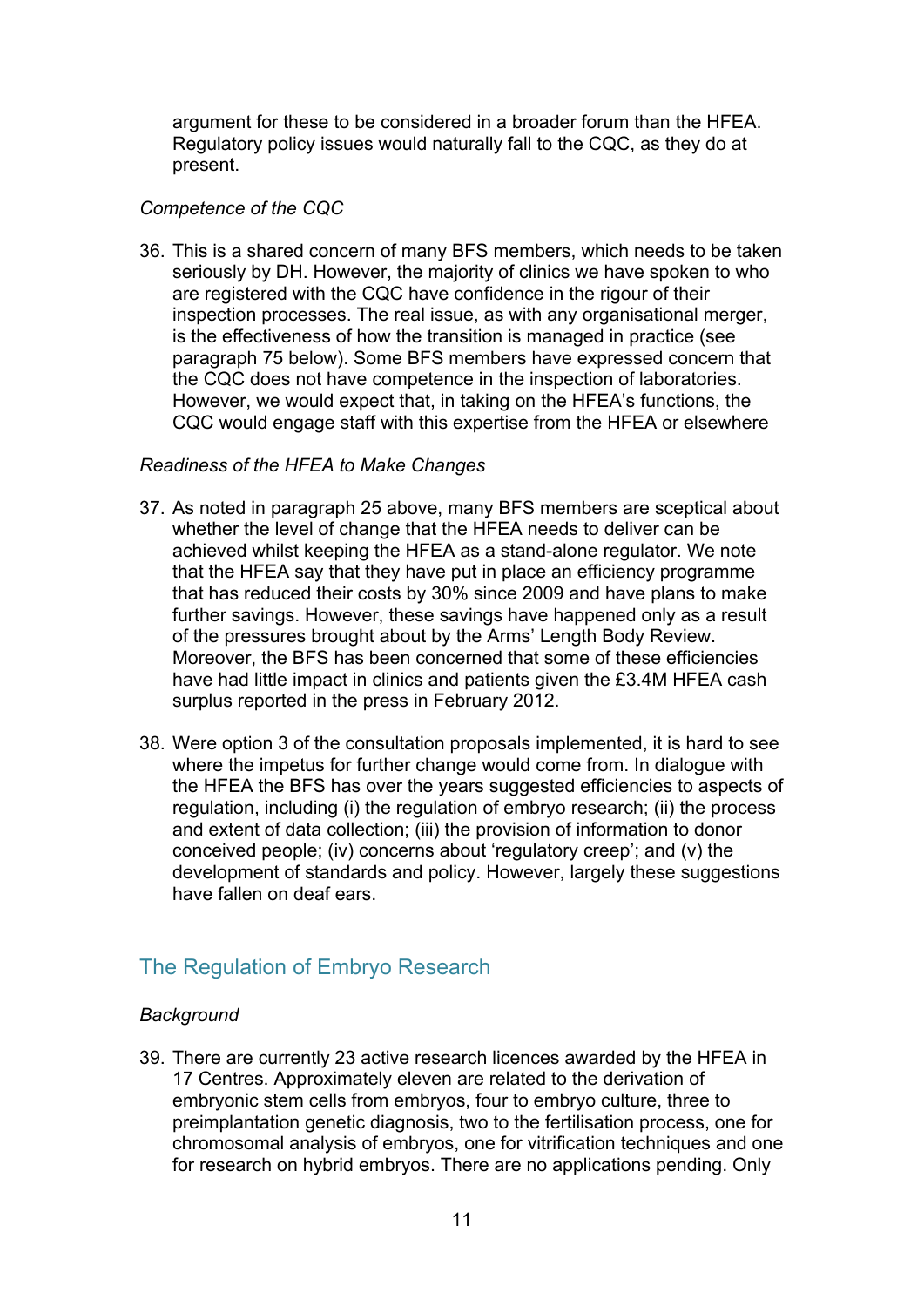argument for these to be considered in a broader forum than the HFEA. Regulatory policy issues would naturally fall to the CQC, as they do at present.

*Competence of the CQC*

36. This is a shared concern of many BFS members, which needs to be taken seriously by DH. However, the majority of clinics we have spoken to who are registered with the CQC have confidence in the rigour of their inspection processes. The real issue, as with any organisational merger, is the effectiveness of how the transition is managed in practice (see paragraph 75 below). Some BFS members have expressed concern that the CQC does not have competence in the inspection of laboratories. However, we would expect that, in taking on the HFEA's functions, the CQC would engage staff with this expertise from the HFEA or elsewhere

*Readiness of the HFEA to Make Changes*

37. As noted in paragraph 25 above, many BFS members are sceptical about whether the level of change that the HFEA needs to deliver can be achieved whilst keeping the HFEA as a stand-alone regulator. We note that the HFEA say that they have put in place an efficiency programme that has reduced their costs by 30% since 2009 and have plans to make further savings. However, these savings have happened only as a result of the pressures brought about by the Arms' Length Body Review. Moreover, the BFS has been concerned that some of these efficiencies have had little impact in clinics and patients given the £3.4M HFEA cash surplus reported in the press in February 2012.

38. Were option 3 of the consultation proposals implemented, it is hard to see where the impetus for further change would come from. In dialogue with the HFEA the BFS has over the years suggested efficiencies to aspects of regulation, including (i) the regulation of embryo research; (ii) the process and extent of data collection; (iii) the provision of information to donor conceived people; (iv) concerns about 'regulatory creep'; and (v) the development of standards and policy. However, largely these suggestions have fallen on deaf ears.

## The Regulation of Embryo Research

*Background*

39. There are currently 23 active research licences awarded by the HFEA in 17 Centres. Approximately eleven are related to the derivation of embryonic stem cells from embryos, four to embryo culture, three to preimplantation genetic diagnosis, two to the fertilisation process, one for chromosomal analysis of embryos, one for vitrification techniques and one for research on hybrid embryos. There are no applications pending. Only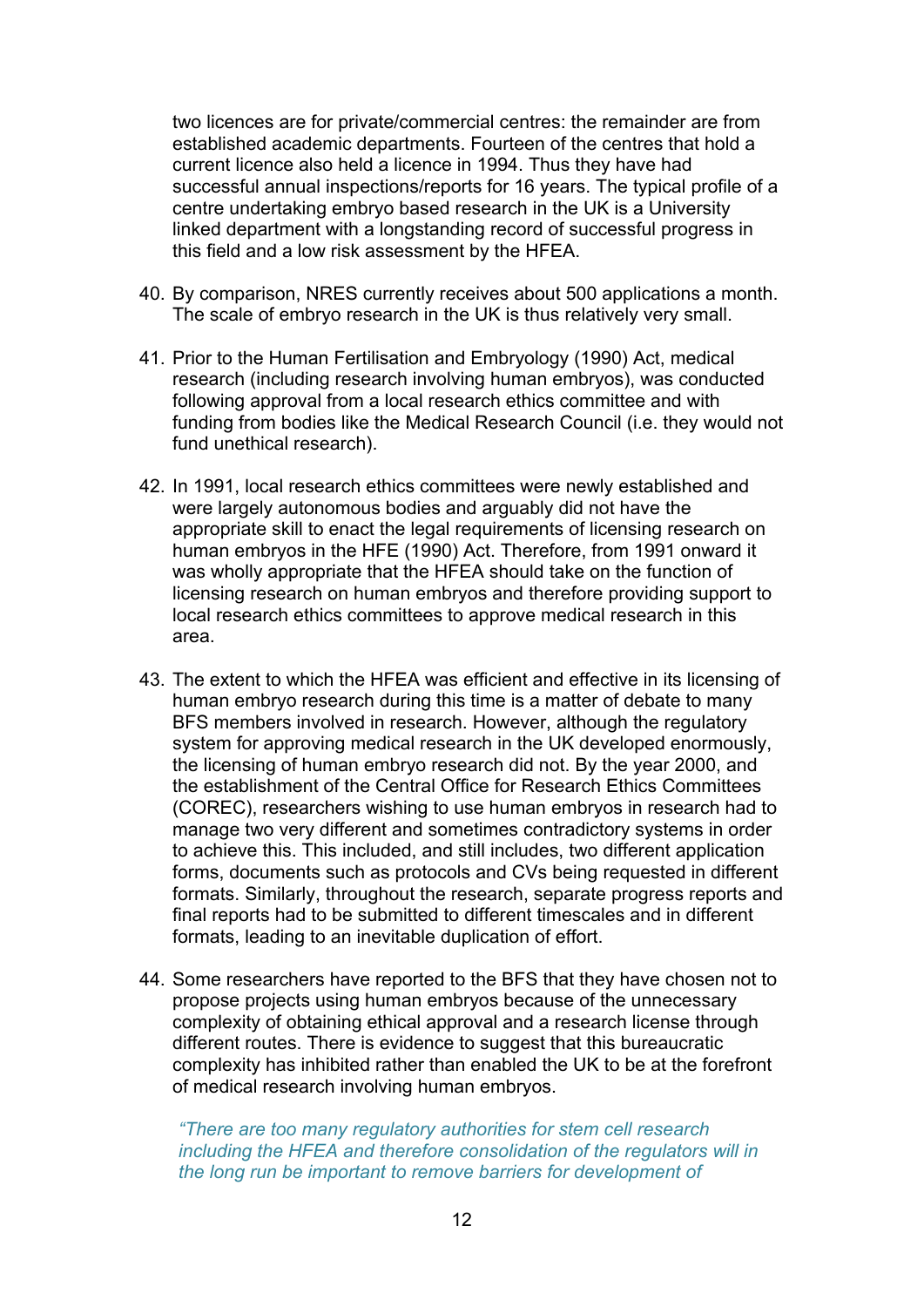two licences are for private/commercial centres: the remainder are from established academic departments. Fourteen of the centres that hold a current licence also held a licence in 1994. Thus they have had successful annual inspections/reports for 16 years. The typical profile of a centre undertaking embryo based research in the UK is a University linked department with a longstanding record of successful progress in this field and a low risk assessment by the HFEA.

40. By comparison, NRES currently receives about 500 applications a month. The scale of embryo research in the UK is thus relatively very small.

41. Prior to the Human Fertilisation and Embryology (1990) Act, medical research (including research involving human embryos), was conducted following approval from a local research ethics committee and with funding from bodies like the Medical Research Council (i.e. they would not fund unethical research).

42. In 1991, local research ethics committees were newly established and were largely autonomous bodies and arguably did not have the appropriate skill to enact the legal requirements of licensing research on human embryos in the HFE (1990) Act. Therefore, from 1991 onward it was wholly appropriate that the HFEA should take on the function of licensing research on human embryos and therefore providing support to local research ethics committees to approve medical research in this area.

43. The extent to which the HFEA was efficient and effective in its licensing of human embryo research during this time is a matter of debate to many BFS members involved in research. However, although the regulatory system for approving medical research in the UK developed enormously, the licensing of human embryo research did not. By the year 2000, and the establishment of the Central Office for Research Ethics Committees (COREC), researchers wishing to use human embryos in research had to manage two very different and sometimes contradictory systems in order to achieve this. This included, and still includes, two different application forms, documents such as protocols and CVs being requested in different formats. Similarly, throughout the research, separate progress reports and final reports had to be submitted to different timescales and in different formats, leading to an inevitable duplication of effort.

44. Some researchers have reported to the BFS that they have chosen not to propose projects using human embryos because of the unnecessary complexity of obtaining ethical approval and a research license through different routes. There is evidence to suggest that this bureaucratic complexity has inhibited rather than enabled the UK to be at the forefront of medical research involving human embryos.

*"There are too many regulatory authorities for stem cell research including the HFEA and therefore consolidation of the regulators will in the long run be important to remove barriers for development of*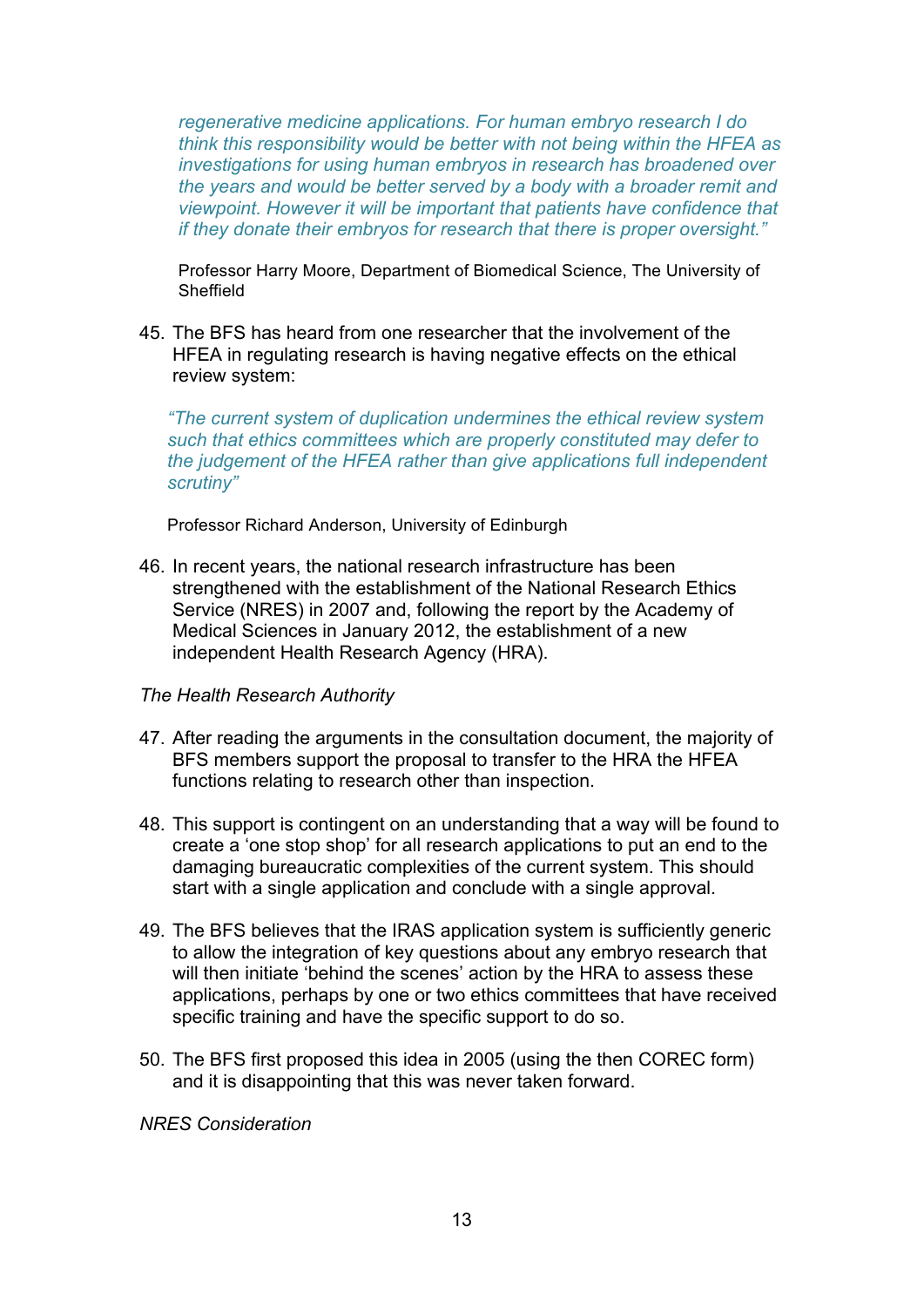*regenerative medicine applications. For human embryo research I do think this responsibility would be better with not being within the HFEA as investigations for using human embryos in research has broadened over the years and would be better served by a body with a broader remit and viewpoint. However it will be important that patients have confidence that if they donate their embryos for research that there is proper oversight."*

Professor Harry Moore, Department of Biomedical Science, The University of Sheffield

45. The BFS has heard from one researcher that the involvement of the HFEA in regulating research is having negative effects on the ethical review system:

*"The current system of duplication undermines the ethical review system such that ethics committees which are properly constituted may defer to the judgement of the HFEA rather than give applications full independent scrutiny"*

Professor Richard Anderson, University of Edinburgh

46. In recent years, the national research infrastructure has been strengthened with the establishment of the National Research Ethics Service (NRES) in 2007 and, following the report by the Academy of Medical Sciences in January 2012, the establishment of a new independent Health Research Agency (HRA).

*The Health Research Authority*

47. After reading the arguments in the consultation document, the majority of BFS members support the proposal to transfer to the HRA the HFEA functions relating to research other than inspection.

48. This support is contingent on an understanding that a way will be found to create a 'one stop shop' for all research applications to put an end to the damaging bureaucratic complexities of the current system. This should start with a single application and conclude with a single approval.

49. The BFS believes that the IRAS application system is sufficiently generic to allow the integration of key questions about any embryo research that will then initiate 'behind the scenes' action by the HRA to assess these applications, perhaps by one or two ethics committees that have received specific training and have the specific support to do so.

50. The BFS first proposed this idea in 2005 (using the then COREC form) and it is disappointing that this was never taken forward.

*NRES Consideration*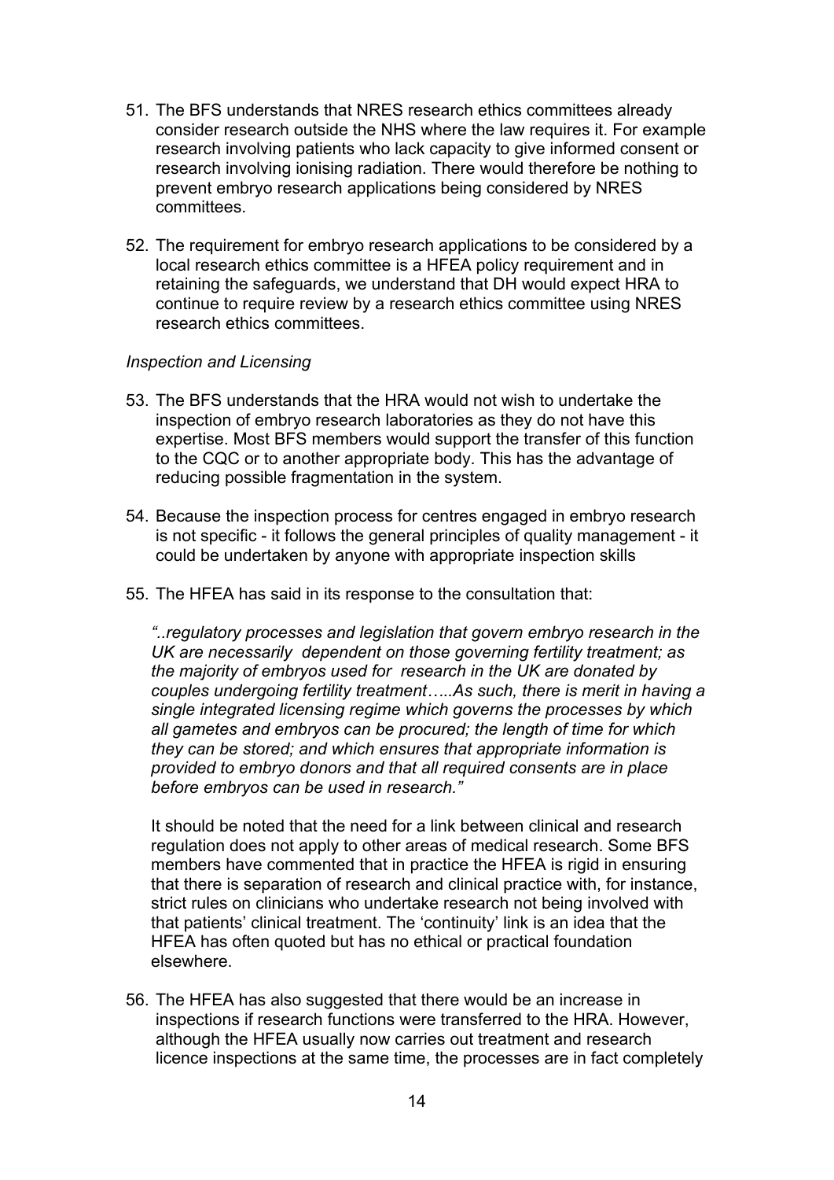51. The BFS understands that NRES research ethics committees already consider research outside the NHS where the law requires it. For example research involving patients who lack capacity to give informed consent or research involving ionising radiation. There would therefore be nothing to prevent embryo research applications being considered by NRES committees.

52. The requirement for embryo research applications to be considered by a local research ethics committee is a HFEA policy requirement and in retaining the safeguards, we understand that DH would expect HRA to continue to require review by a research ethics committee using NRES research ethics committees.

*Inspection and Licensing*

53. The BFS understands that the HRA would not wish to undertake the inspection of embryo research laboratories as they do not have this expertise. Most BFS members would support the transfer of this function to the CQC or to another appropriate body. This has the advantage of reducing possible fragmentation in the system.

54. Because the inspection process for centres engaged in embryo research is not specific - it follows the general principles of quality management - it could be undertaken by anyone with appropriate inspection skills

55. The HFEA has said in its response to the consultation that:

    *"..regulatory processes and legislation that govern embryo research in the UK are necessarily dependent on those governing fertility treatment; as the majority of embryos used for research in the UK are donated by couples undergoing fertility treatment…..As such, there is merit in having a single integrated licensing regime which governs the processes by which all gametes and embryos can be procured; the length of time for which they can be stored; and which ensures that appropriate information is provided to embryo donors and that all required consents are in place before embryos can be used in research."*

    It should be noted that the need for a link between clinical and research regulation does not apply to other areas of medical research. Some BFS members have commented that in practice the HFEA is rigid in ensuring that there is separation of research and clinical practice with, for instance, strict rules on clinicians who undertake research not being involved with that patients' clinical treatment. The 'continuity' link is an idea that the HFEA has often quoted but has no ethical or practical foundation elsewhere.

56. The HFEA has also suggested that there would be an increase in inspections if research functions were transferred to the HRA. However, although the HFEA usually now carries out treatment and research licence inspections at the same time, the processes are in fact completely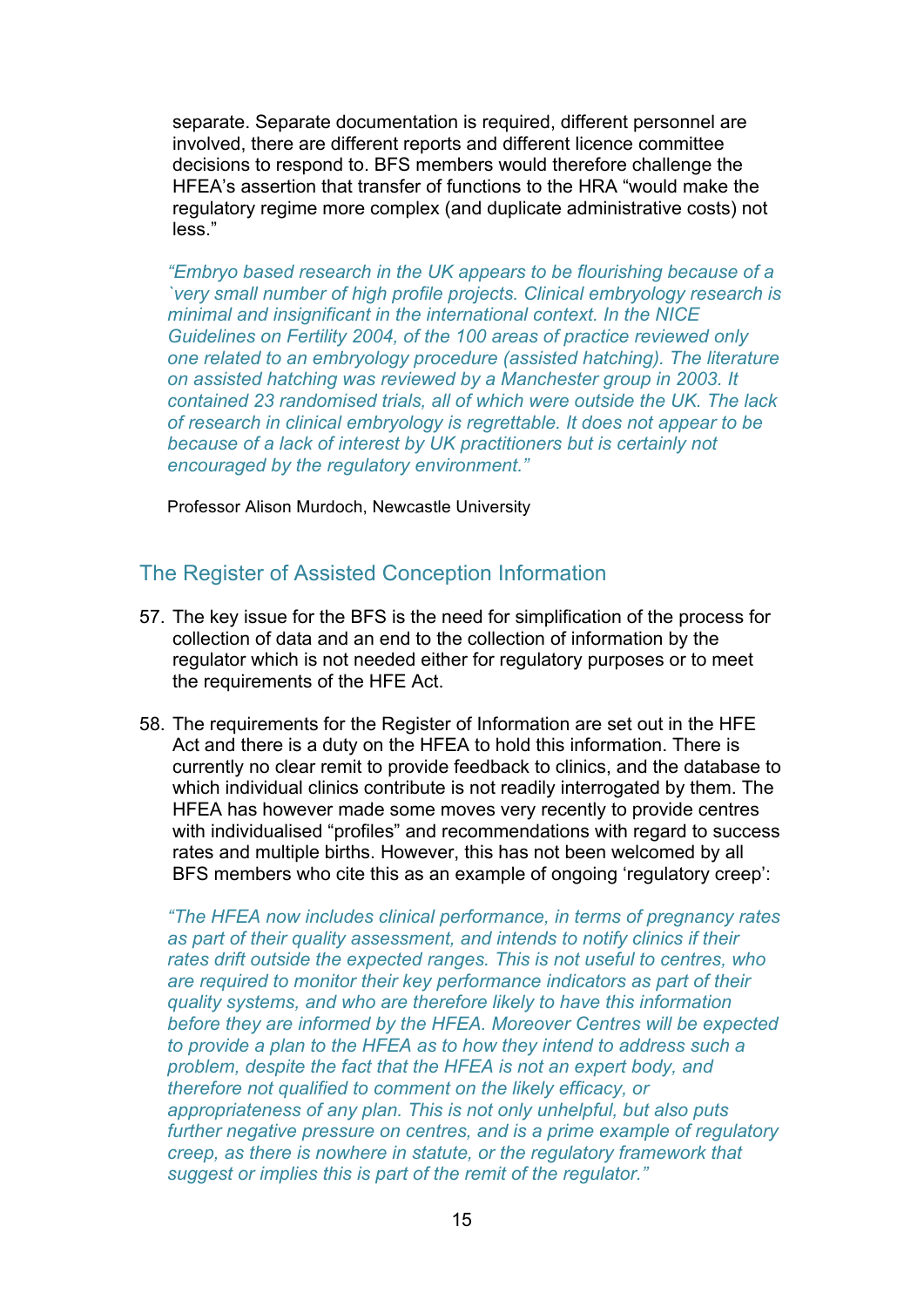separate. Separate documentation is required, different personnel are involved, there are different reports and different licence committee decisions to respond to. BFS members would therefore challenge the HFEA's assertion that transfer of functions to the HRA "would make the regulatory regime more complex (and duplicate administrative costs) not less."

*"Embryo based research in the UK appears to be flourishing because of a `very small number of high profile projects. Clinical embryology research is minimal and insignificant in the international context. In the NICE Guidelines on Fertility 2004, of the 100 areas of practice reviewed only one related to an embryology procedure (assisted hatching). The literature on assisted hatching was reviewed by a Manchester group in 2003. It contained 23 randomised trials, all of which were outside the UK. The lack of research in clinical embryology is regrettable. It does not appear to be because of a lack of interest by UK practitioners but is certainly not encouraged by the regulatory environment."*

Professor Alison Murdoch, Newcastle University

## The Register of Assisted Conception Information

57. The key issue for the BFS is the need for simplification of the process for collection of data and an end to the collection of information by the regulator which is not needed either for regulatory purposes or to meet the requirements of the HFE Act.

58. The requirements for the Register of Information are set out in the HFE Act and there is a duty on the HFEA to hold this information. There is currently no clear remit to provide feedback to clinics, and the database to which individual clinics contribute is not readily interrogated by them. The HFEA has however made some moves very recently to provide centres with individualised "profiles" and recommendations with regard to success rates and multiple births. However, this has not been welcomed by all BFS members who cite this as an example of ongoing 'regulatory creep':

*"The HFEA now includes clinical performance, in terms of pregnancy rates as part of their quality assessment, and intends to notify clinics if their rates drift outside the expected ranges. This is not useful to centres, who are required to monitor their key performance indicators as part of their quality systems, and who are therefore likely to have this information before they are informed by the HFEA. Moreover Centres will be expected to provide a plan to the HFEA as to how they intend to address such a problem, despite the fact that the HFEA is not an expert body, and therefore not qualified to comment on the likely efficacy, or appropriateness of any plan. This is not only unhelpful, but also puts further negative pressure on centres, and is a prime example of regulatory creep, as there is nowhere in statute, or the regulatory framework that suggest or implies this is part of the remit of the regulator."*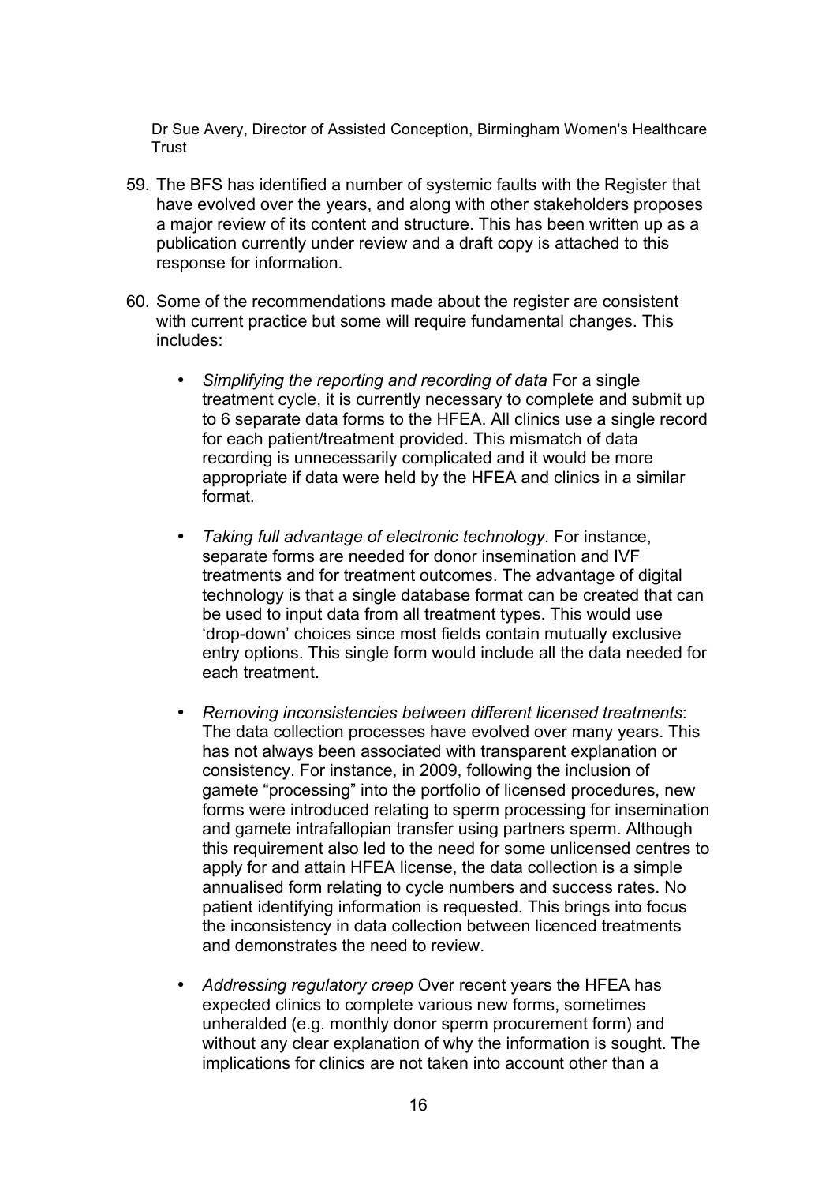Dr Sue Avery, Director of Assisted Conception, Birmingham Women's Healthcare Trust

59. The BFS has identified a number of systemic faults with the Register that have evolved over the years, and along with other stakeholders proposes a major review of its content and structure. This has been written up as a publication currently under review and a draft copy is attached to this response for information.

60. Some of the recommendations made about the register are consistent with current practice but some will require fundamental changes. This includes:

    - *Simplifying the reporting and recording of data* For a single treatment cycle, it is currently necessary to complete and submit up to 6 separate data forms to the HFEA. All clinics use a single record for each patient/treatment provided. This mismatch of data recording is unnecessarily complicated and it would be more appropriate if data were held by the HFEA and clinics in a similar format.

    - *Taking full advantage of electronic technology*. For instance, separate forms are needed for donor insemination and IVF treatments and for treatment outcomes. The advantage of digital technology is that a single database format can be created that can be used to input data from all treatment types. This would use 'drop-down' choices since most fields contain mutually exclusive entry options. This single form would include all the data needed for each treatment.

    - *Removing inconsistencies between different licensed treatments*: The data collection processes have evolved over many years. This has not always been associated with transparent explanation or consistency. For instance, in 2009, following the inclusion of gamete "processing" into the portfolio of licensed procedures, new forms were introduced relating to sperm processing for insemination and gamete intrafallopian transfer using partners sperm. Although this requirement also led to the need for some unlicensed centres to apply for and attain HFEA license, the data collection is a simple annualised form relating to cycle numbers and success rates. No patient identifying information is requested. This brings into focus the inconsistency in data collection between licenced treatments and demonstrates the need to review.

    - *Addressing regulatory creep* Over recent years the HFEA has expected clinics to complete various new forms, sometimes unheralded (e.g. monthly donor sperm procurement form) and without any clear explanation of why the information is sought. The implications for clinics are not taken into account other than a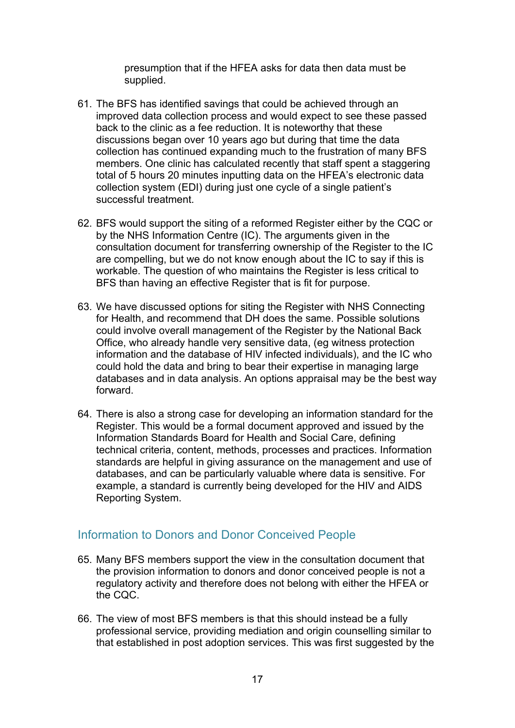presumption that if the HFEA asks for data then data must be supplied.

61. The BFS has identified savings that could be achieved through an improved data collection process and would expect to see these passed back to the clinic as a fee reduction. It is noteworthy that these discussions began over 10 years ago but during that time the data collection has continued expanding much to the frustration of many BFS members. One clinic has calculated recently that staff spent a staggering total of 5 hours 20 minutes inputting data on the HFEA's electronic data collection system (EDI) during just one cycle of a single patient's successful treatment.

62. BFS would support the siting of a reformed Register either by the CQC or by the NHS Information Centre (IC). The arguments given in the consultation document for transferring ownership of the Register to the IC are compelling, but we do not know enough about the IC to say if this is workable. The question of who maintains the Register is less critical to BFS than having an effective Register that is fit for purpose.

63. We have discussed options for siting the Register with NHS Connecting for Health, and recommend that DH does the same. Possible solutions could involve overall management of the Register by the National Back Office, who already handle very sensitive data, (eg witness protection information and the database of HIV infected individuals), and the IC who could hold the data and bring to bear their expertise in managing large databases and in data analysis. An options appraisal may be the best way forward.

64. There is also a strong case for developing an information standard for the Register. This would be a formal document approved and issued by the Information Standards Board for Health and Social Care, defining technical criteria, content, methods, processes and practices. Information standards are helpful in giving assurance on the management and use of databases, and can be particularly valuable where data is sensitive. For example, a standard is currently being developed for the HIV and AIDS Reporting System.

## Information to Donors and Donor Conceived People

65. Many BFS members support the view in the consultation document that the provision information to donors and donor conceived people is not a regulatory activity and therefore does not belong with either the HFEA or the CQC.

66. The view of most BFS members is that this should instead be a fully professional service, providing mediation and origin counselling similar to that established in post adoption services. This was first suggested by the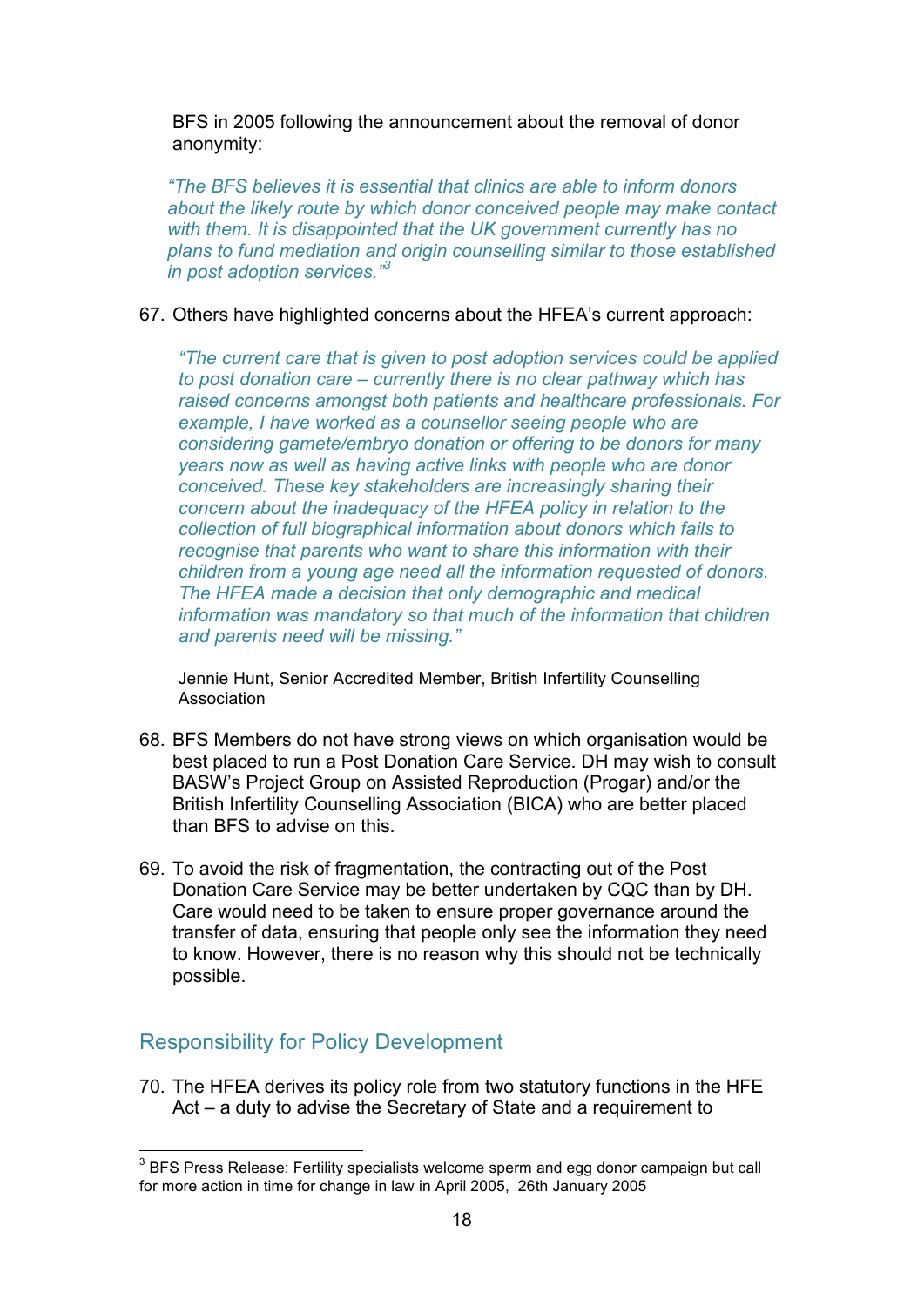BFS in 2005 following the announcement about the removal of donor anonymity:

> *"The BFS believes it is essential that clinics are able to inform donors about the likely route by which donor conceived people may make contact with them. It is disappointed that the UK government currently has no plans to fund mediation and origin counselling similar to those established in post adoption services."*[3]

67. Others have highlighted concerns about the HFEA's current approach:

> *"The current care that is given to post adoption services could be applied to post donation care – currently there is no clear pathway which has raised concerns amongst both patients and healthcare professionals. For example, I have worked as a counsellor seeing people who are considering gamete/embryo donation or offering to be donors for many years now as well as having active links with people who are donor conceived. These key stakeholders are increasingly sharing their concern about the inadequacy of the HFEA policy in relation to the collection of full biographical information about donors which fails to recognise that parents who want to share this information with their children from a young age need all the information requested of donors. The HFEA made a decision that only demographic and medical information was mandatory so that much of the information that children and parents need will be missing."*
>
> Jennie Hunt, Senior Accredited Member, British Infertility Counselling Association

68. BFS Members do not have strong views on which organisation would be best placed to run a Post Donation Care Service. DH may wish to consult BASW's Project Group on Assisted Reproduction (Progar) and/or the British Infertility Counselling Association (BICA) who are better placed than BFS to advise on this.

69. To avoid the risk of fragmentation, the contracting out of the Post Donation Care Service may be better undertaken by CQC than by DH. Care would need to be taken to ensure proper governance around the transfer of data, ensuring that people only see the information they need to know. However, there is no reason why this should not be technically possible.

## Responsibility for Policy Development

70. The HFEA derives its policy role from two statutory functions in the HFE Act – a duty to advise the Secretary of State and a requirement to

---

[3] BFS Press Release: Fertility specialists welcome sperm and egg donor campaign but call for more action in time for change in law in April 2005, 26th January 2005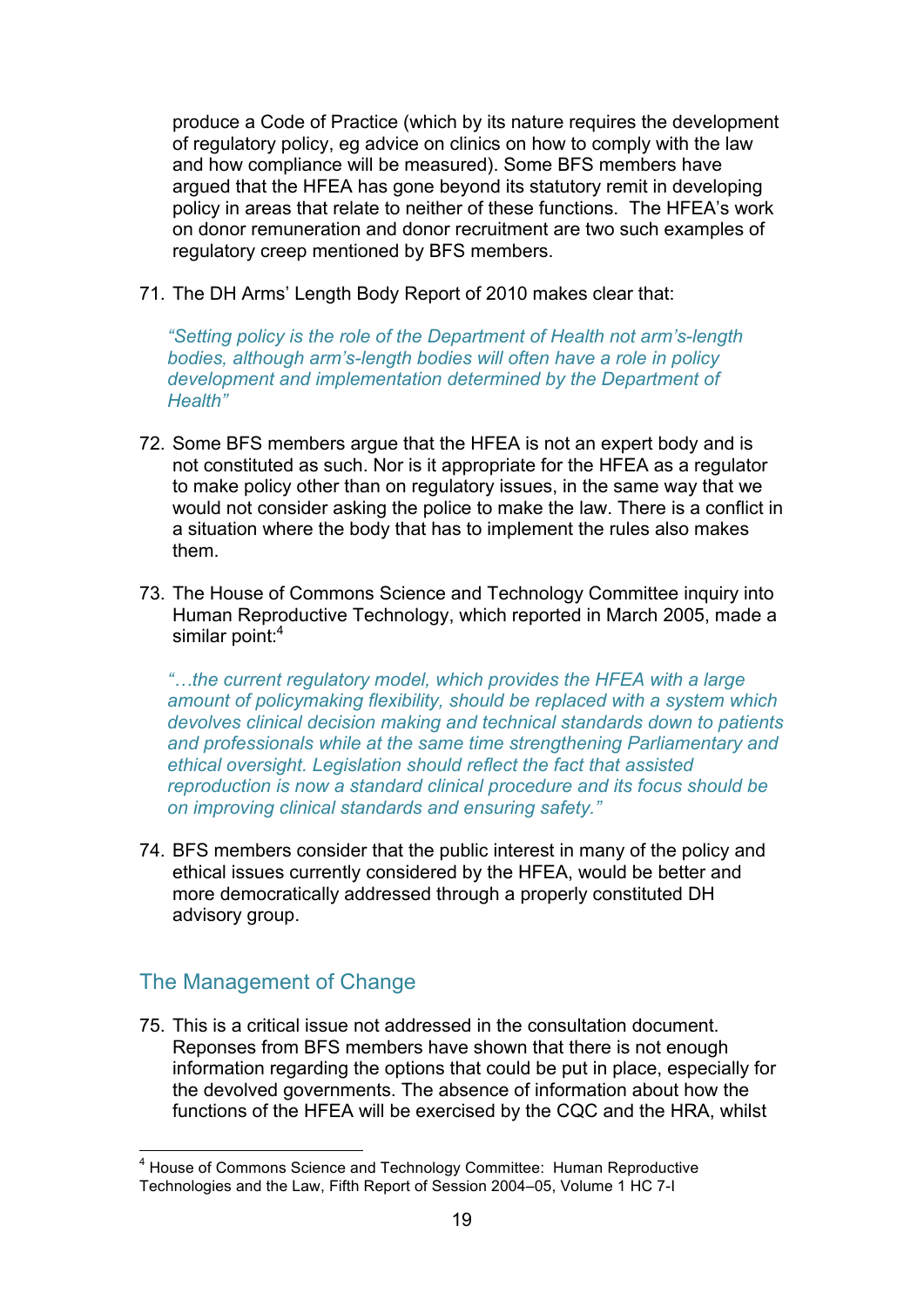produce a Code of Practice (which by its nature requires the development of regulatory policy, eg advice on clinics on how to comply with the law and how compliance will be measured). Some BFS members have argued that the HFEA has gone beyond its statutory remit in developing policy in areas that relate to neither of these functions. The HFEA's work on donor remuneration and donor recruitment are two such examples of regulatory creep mentioned by BFS members.

71. The DH Arms' Length Body Report of 2010 makes clear that:

> *"Setting policy is the role of the Department of Health not arm's-length bodies, although arm's-length bodies will often have a role in policy development and implementation determined by the Department of Health"*

72. Some BFS members argue that the HFEA is not an expert body and is not constituted as such. Nor is it appropriate for the HFEA as a regulator to make policy other than on regulatory issues, in the same way that we would not consider asking the police to make the law. There is a conflict in a situation where the body that has to implement the rules also makes them.

73. The House of Commons Science and Technology Committee inquiry into Human Reproductive Technology, which reported in March 2005, made a similar point:[4]

> *"…the current regulatory model, which provides the HFEA with a large amount of policymaking flexibility, should be replaced with a system which devolves clinical decision making and technical standards down to patients and professionals while at the same time strengthening Parliamentary and ethical oversight. Legislation should reflect the fact that assisted reproduction is now a standard clinical procedure and its focus should be on improving clinical standards and ensuring safety."*

74. BFS members consider that the public interest in many of the policy and ethical issues currently considered by the HFEA, would be better and more democratically addressed through a properly constituted DH advisory group.

## The Management of Change

75. This is a critical issue not addressed in the consultation document. Reponses from BFS members have shown that there is not enough information regarding the options that could be put in place, especially for the devolved governments. The absence of information about how the functions of the HFEA will be exercised by the CQC and the HRA, whilst

---

[4] House of Commons Science and Technology Committee: Human Reproductive Technologies and the Law, Fifth Report of Session 2004–05, Volume 1 HC 7-I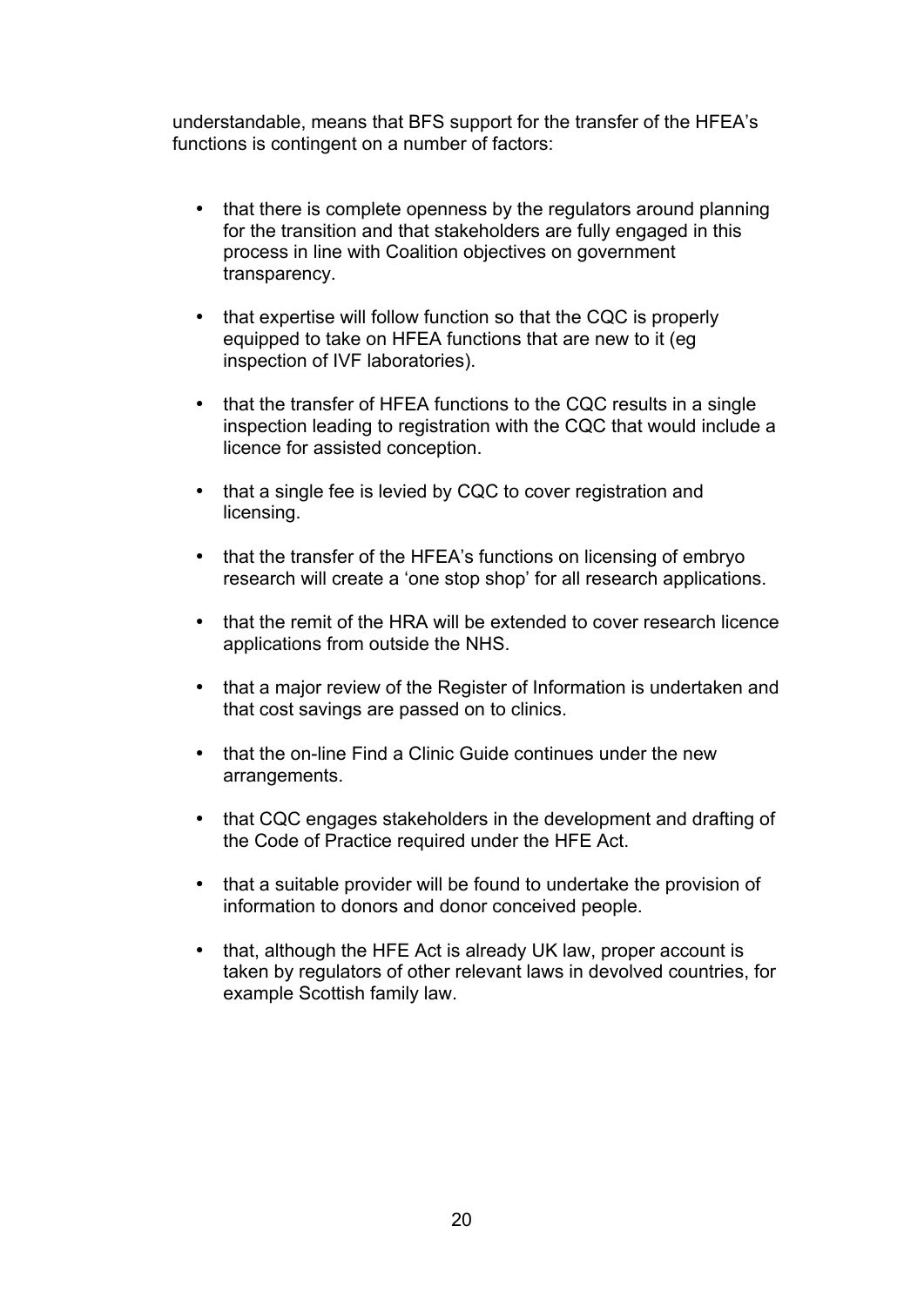understandable, means that BFS support for the transfer of the HFEA's functions is contingent on a number of factors:

- that there is complete openness by the regulators around planning for the transition and that stakeholders are fully engaged in this process in line with Coalition objectives on government transparency.

- that expertise will follow function so that the CQC is properly equipped to take on HFEA functions that are new to it (eg inspection of IVF laboratories).

- that the transfer of HFEA functions to the CQC results in a single inspection leading to registration with the CQC that would include a licence for assisted conception.

- that a single fee is levied by CQC to cover registration and licensing.

- that the transfer of the HFEA's functions on licensing of embryo research will create a 'one stop shop' for all research applications.

- that the remit of the HRA will be extended to cover research licence applications from outside the NHS.

- that a major review of the Register of Information is undertaken and that cost savings are passed on to clinics.

- that the on-line Find a Clinic Guide continues under the new arrangements.

- that CQC engages stakeholders in the development and drafting of the Code of Practice required under the HFE Act.

- that a suitable provider will be found to undertake the provision of information to donors and donor conceived people.

- that, although the HFE Act is already UK law, proper account is taken by regulators of other relevant laws in devolved countries, for example Scottish family law.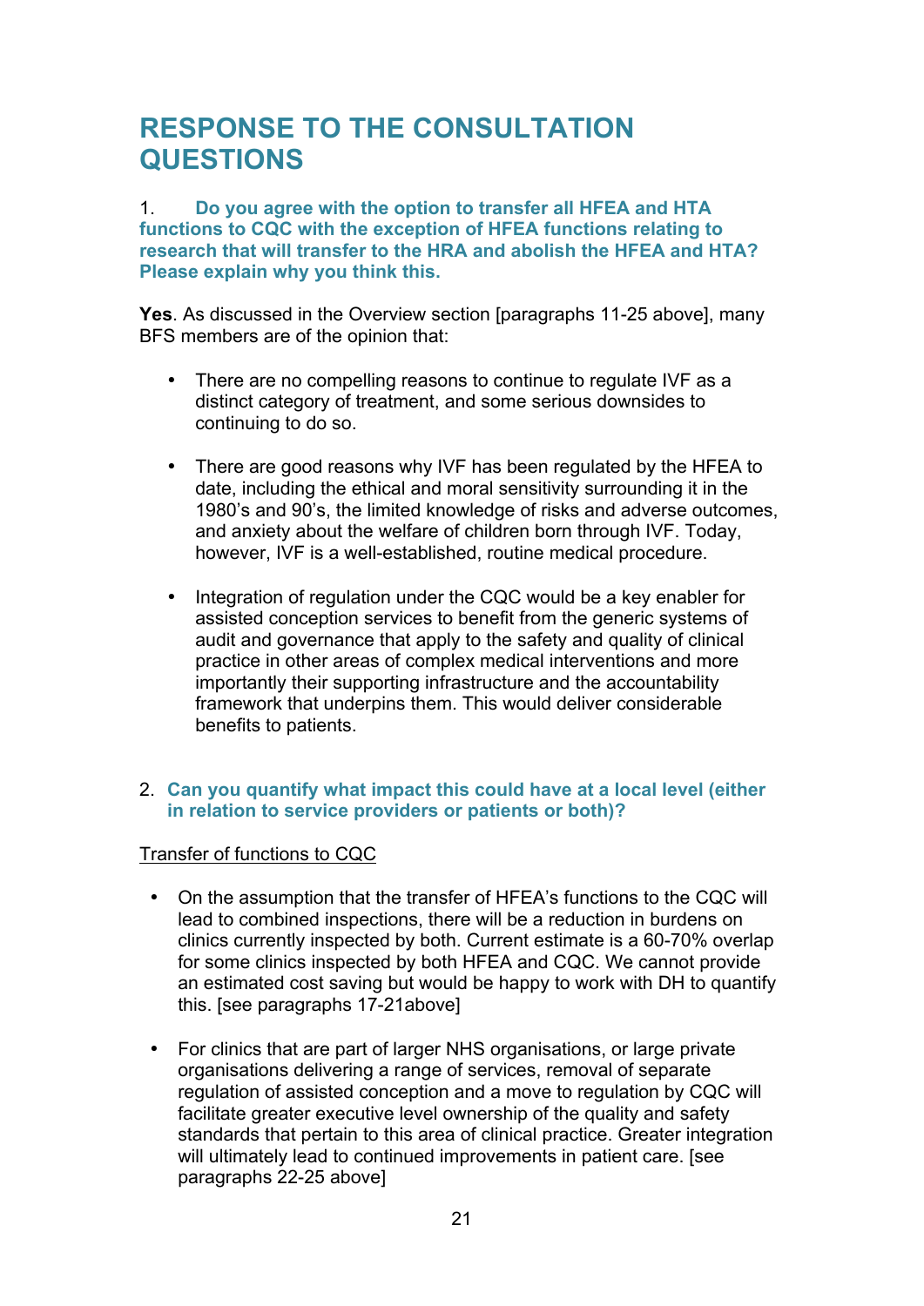# RESPONSE TO THE CONSULTATION QUESTIONS

1. **Do you agree with the option to transfer all HFEA and HTA functions to CQC with the exception of HFEA functions relating to research that will transfer to the HRA and abolish the HFEA and HTA? Please explain why you think this.**

**Yes**. As discussed in the Overview section [paragraphs 11-25 above], many BFS members are of the opinion that:

- There are no compelling reasons to continue to regulate IVF as a distinct category of treatment, and some serious downsides to continuing to do so.

- There are good reasons why IVF has been regulated by the HFEA to date, including the ethical and moral sensitivity surrounding it in the 1980's and 90's, the limited knowledge of risks and adverse outcomes, and anxiety about the welfare of children born through IVF. Today, however, IVF is a well-established, routine medical procedure.

- Integration of regulation under the CQC would be a key enabler for assisted conception services to benefit from the generic systems of audit and governance that apply to the safety and quality of clinical practice in other areas of complex medical interventions and more importantly their supporting infrastructure and the accountability framework that underpins them. This would deliver considerable benefits to patients.

2. **Can you quantify what impact this could have at a local level (either in relation to service providers or patients or both)?**

<u>Transfer of functions to CQC</u>

- On the assumption that the transfer of HFEA's functions to the CQC will lead to combined inspections, there will be a reduction in burdens on clinics currently inspected by both. Current estimate is a 60-70% overlap for some clinics inspected by both HFEA and CQC. We cannot provide an estimated cost saving but would be happy to work with DH to quantify this. [see paragraphs 17-21above]

- For clinics that are part of larger NHS organisations, or large private organisations delivering a range of services, removal of separate regulation of assisted conception and a move to regulation by CQC will facilitate greater executive level ownership of the quality and safety standards that pertain to this area of clinical practice. Greater integration will ultimately lead to continued improvements in patient care. [see paragraphs 22-25 above]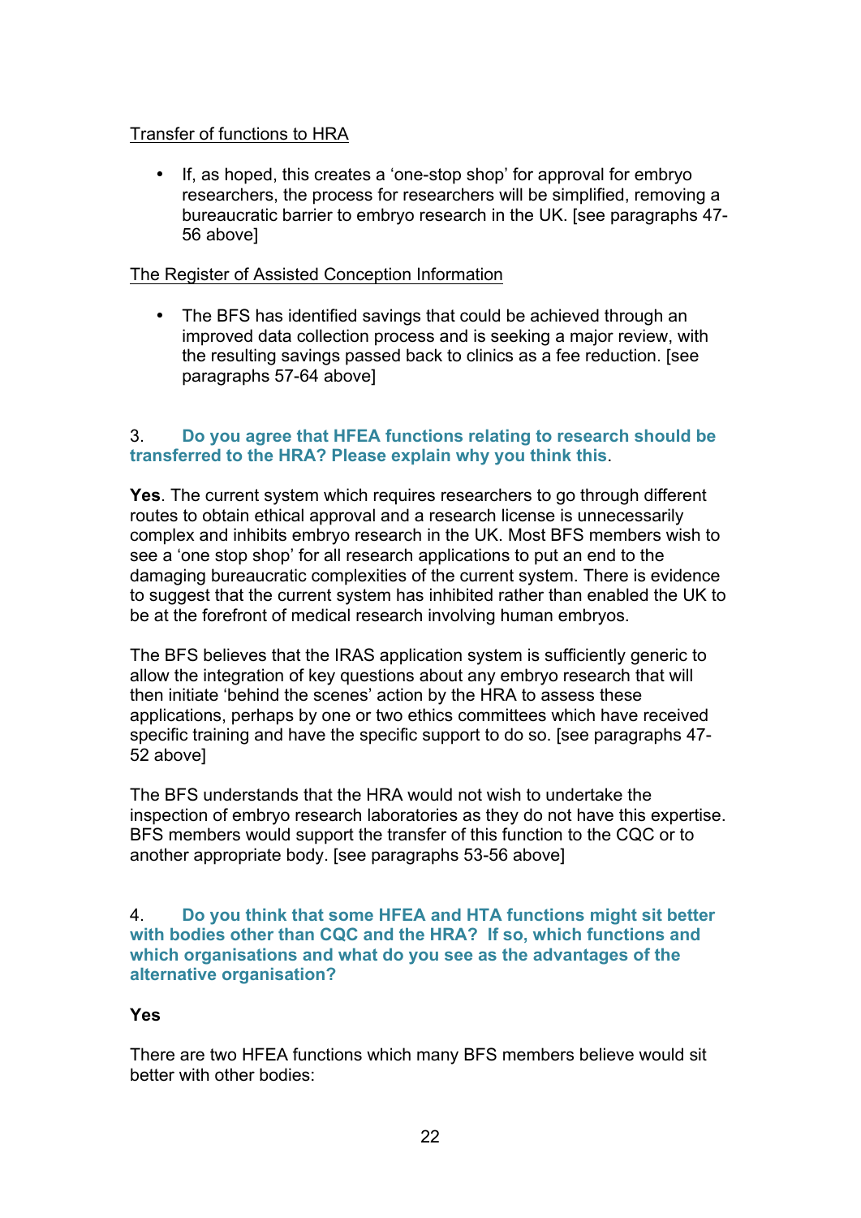Transfer of functions to HRA

- If, as hoped, this creates a 'one-stop shop' for approval for embryo researchers, the process for researchers will be simplified, removing a bureaucratic barrier to embryo research in the UK. [see paragraphs 47-56 above]

The Register of Assisted Conception Information

- The BFS has identified savings that could be achieved through an improved data collection process and is seeking a major review, with the resulting savings passed back to clinics as a fee reduction. [see paragraphs 57-64 above]

### 3. Do you agree that HFEA functions relating to research should be transferred to the HRA? Please explain why you think this.

**Yes**. The current system which requires researchers to go through different routes to obtain ethical approval and a research license is unnecessarily complex and inhibits embryo research in the UK. Most BFS members wish to see a 'one stop shop' for all research applications to put an end to the damaging bureaucratic complexities of the current system. There is evidence to suggest that the current system has inhibited rather than enabled the UK to be at the forefront of medical research involving human embryos.

The BFS believes that the IRAS application system is sufficiently generic to allow the integration of key questions about any embryo research that will then initiate 'behind the scenes' action by the HRA to assess these applications, perhaps by one or two ethics committees which have received specific training and have the specific support to do so. [see paragraphs 47-52 above]

The BFS understands that the HRA would not wish to undertake the inspection of embryo research laboratories as they do not have this expertise. BFS members would support the transfer of this function to the CQC or to another appropriate body. [see paragraphs 53-56 above]

### 4. Do you think that some HFEA and HTA functions might sit better with bodies other than CQC and the HRA? If so, which functions and which organisations and what do you see as the advantages of the alternative organisation?

**Yes**

There are two HFEA functions which many BFS members believe would sit better with other bodies: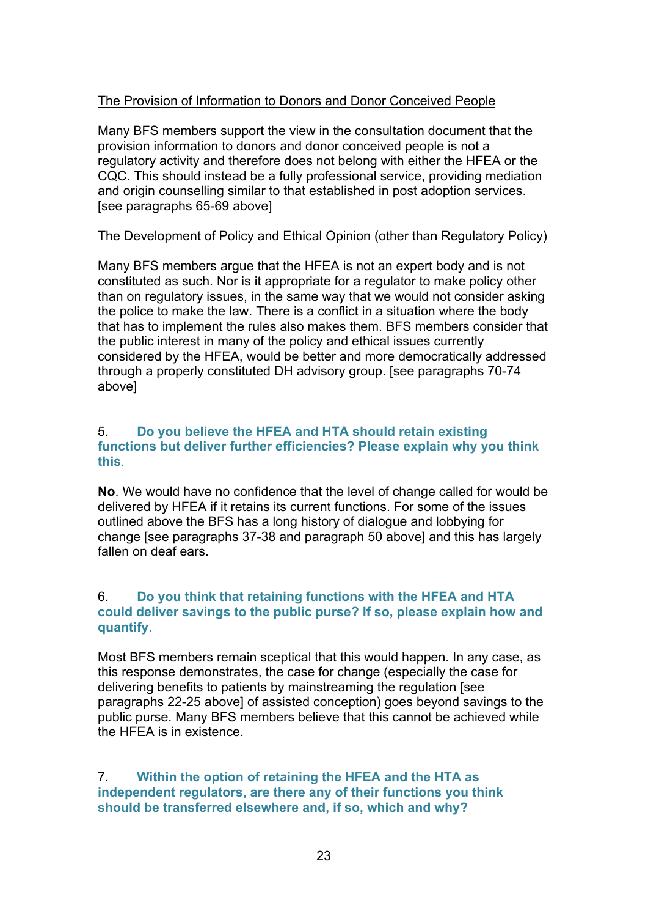<u>The Provision of Information to Donors and Donor Conceived People</u>

Many BFS members support the view in the consultation document that the provision information to donors and donor conceived people is not a regulatory activity and therefore does not belong with either the HFEA or the CQC. This should instead be a fully professional service, providing mediation and origin counselling similar to that established in post adoption services. [see paragraphs 65-69 above]

<u>The Development of Policy and Ethical Opinion (other than Regulatory Policy)</u>

Many BFS members argue that the HFEA is not an expert body and is not constituted as such. Nor is it appropriate for a regulator to make policy other than on regulatory issues, in the same way that we would not consider asking the police to make the law. There is a conflict in a situation where the body that has to implement the rules also makes them. BFS members consider that the public interest in many of the policy and ethical issues currently considered by the HFEA, would be better and more democratically addressed through a properly constituted DH advisory group. [see paragraphs 70-74 above]

### 5. Do you believe the HFEA and HTA should retain existing functions but deliver further efficiencies? Please explain why you think this.

**No**. We would have no confidence that the level of change called for would be delivered by HFEA if it retains its current functions. For some of the issues outlined above the BFS has a long history of dialogue and lobbying for change [see paragraphs 37-38 and paragraph 50 above] and this has largely fallen on deaf ears.

### 6. Do you think that retaining functions with the HFEA and HTA could deliver savings to the public purse? If so, please explain how and quantify.

Most BFS members remain sceptical that this would happen. In any case, as this response demonstrates, the case for change (especially the case for delivering benefits to patients by mainstreaming the regulation [see paragraphs 22-25 above] of assisted conception) goes beyond savings to the public purse. Many BFS members believe that this cannot be achieved while the HFEA is in existence.

### 7. Within the option of retaining the HFEA and the HTA as independent regulators, are there any of their functions you think should be transferred elsewhere and, if so, which and why?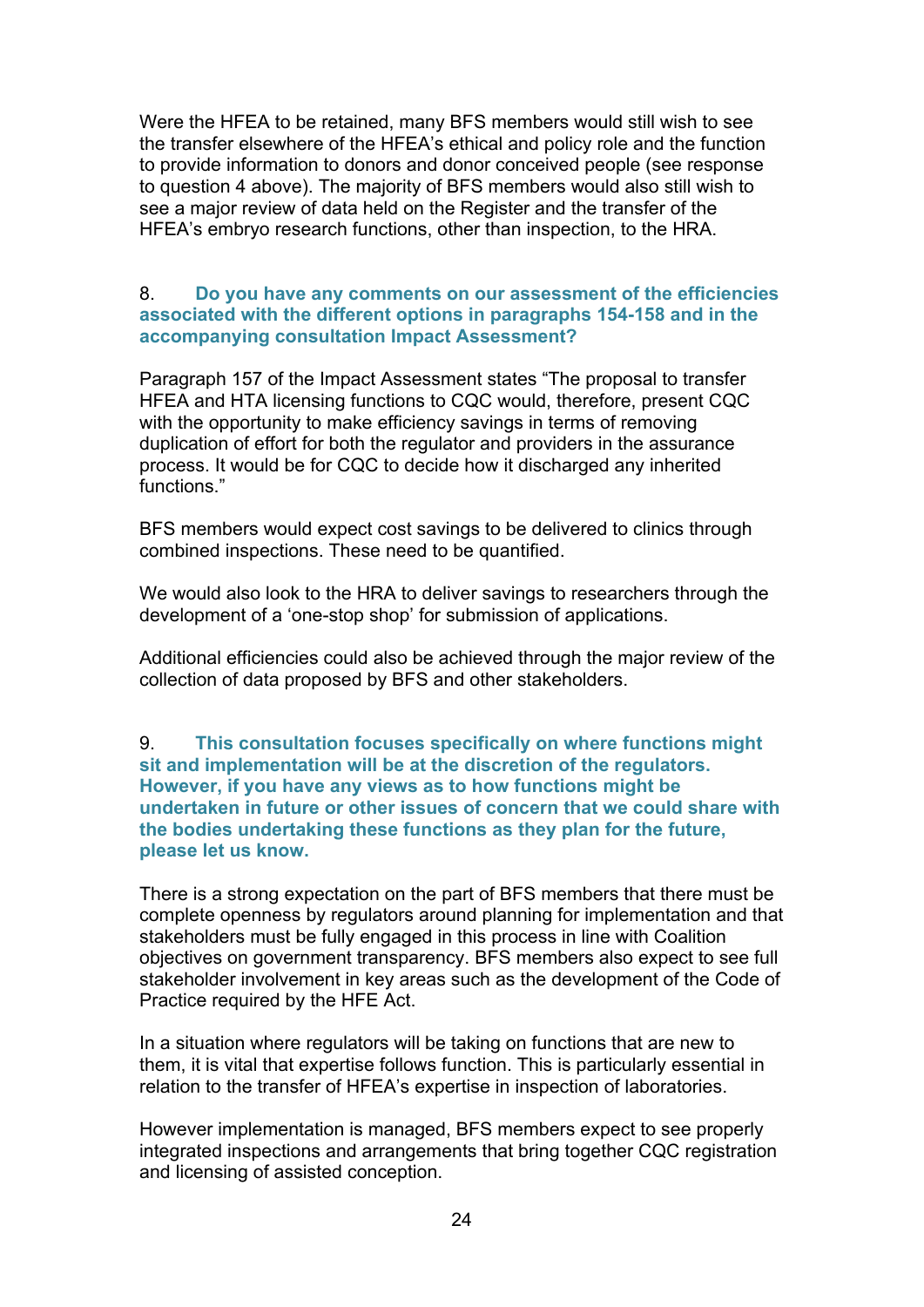Were the HFEA to be retained, many BFS members would still wish to see the transfer elsewhere of the HFEA's ethical and policy role and the function to provide information to donors and donor conceived people (see response to question 4 above). The majority of BFS members would also still wish to see a major review of data held on the Register and the transfer of the HFEA's embryo research functions, other than inspection, to the HRA.

**8. Do you have any comments on our assessment of the efficiencies associated with the different options in paragraphs 154-158 and in the accompanying consultation Impact Assessment?**

Paragraph 157 of the Impact Assessment states "The proposal to transfer HFEA and HTA licensing functions to CQC would, therefore, present CQC with the opportunity to make efficiency savings in terms of removing duplication of effort for both the regulator and providers in the assurance process. It would be for CQC to decide how it discharged any inherited functions."

BFS members would expect cost savings to be delivered to clinics through combined inspections. These need to be quantified.

We would also look to the HRA to deliver savings to researchers through the development of a 'one-stop shop' for submission of applications.

Additional efficiencies could also be achieved through the major review of the collection of data proposed by BFS and other stakeholders.

**9. This consultation focuses specifically on where functions might sit and implementation will be at the discretion of the regulators. However, if you have any views as to how functions might be undertaken in future or other issues of concern that we could share with the bodies undertaking these functions as they plan for the future, please let us know.**

There is a strong expectation on the part of BFS members that there must be complete openness by regulators around planning for implementation and that stakeholders must be fully engaged in this process in line with Coalition objectives on government transparency. BFS members also expect to see full stakeholder involvement in key areas such as the development of the Code of Practice required by the HFE Act.

In a situation where regulators will be taking on functions that are new to them, it is vital that expertise follows function. This is particularly essential in relation to the transfer of HFEA's expertise in inspection of laboratories.

However implementation is managed, BFS members expect to see properly integrated inspections and arrangements that bring together CQC registration and licensing of assisted conception.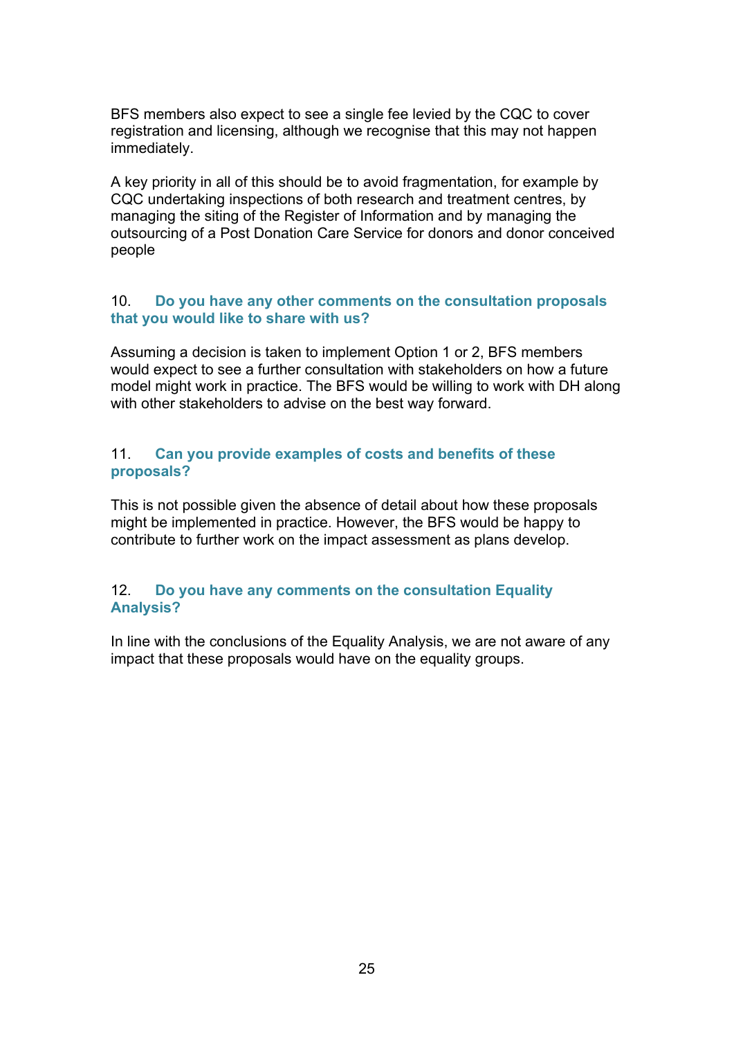BFS members also expect to see a single fee levied by the CQC to cover registration and licensing, although we recognise that this may not happen immediately.

A key priority in all of this should be to avoid fragmentation, for example by CQC undertaking inspections of both research and treatment centres, by managing the siting of the Register of Information and by managing the outsourcing of a Post Donation Care Service for donors and donor conceived people

### 10. Do you have any other comments on the consultation proposals that you would like to share with us?

Assuming a decision is taken to implement Option 1 or 2, BFS members would expect to see a further consultation with stakeholders on how a future model might work in practice. The BFS would be willing to work with DH along with other stakeholders to advise on the best way forward.

### 11. Can you provide examples of costs and benefits of these proposals?

This is not possible given the absence of detail about how these proposals might be implemented in practice. However, the BFS would be happy to contribute to further work on the impact assessment as plans develop.

### 12. Do you have any comments on the consultation Equality Analysis?

In line with the conclusions of the Equality Analysis, we are not aware of any impact that these proposals would have on the equality groups.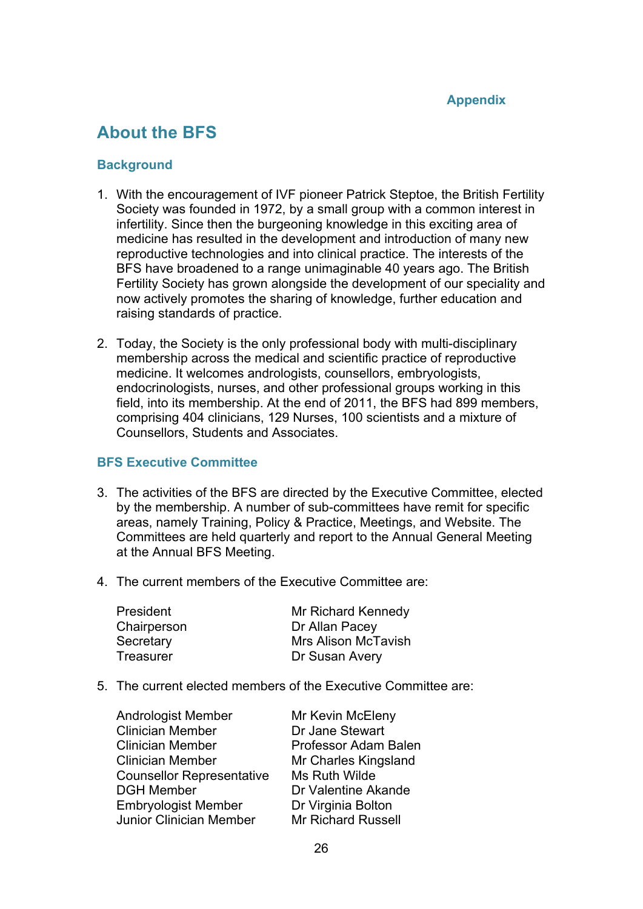Appendix

# About the BFS

## Background

1. With the encouragement of IVF pioneer Patrick Steptoe, the British Fertility Society was founded in 1972, by a small group with a common interest in infertility. Since then the burgeoning knowledge in this exciting area of medicine has resulted in the development and introduction of many new reproductive technologies and into clinical practice. The interests of the BFS have broadened to a range unimaginable 40 years ago. The British Fertility Society has grown alongside the development of our speciality and now actively promotes the sharing of knowledge, further education and raising standards of practice.

2. Today, the Society is the only professional body with multi-disciplinary membership across the medical and scientific practice of reproductive medicine. It welcomes andrologists, counsellors, embryologists, endocrinologists, nurses, and other professional groups working in this field, into its membership. At the end of 2011, the BFS had 899 members, comprising 404 clinicians, 129 Nurses, 100 scientists and a mixture of Counsellors, Students and Associates.

## BFS Executive Committee

3. The activities of the BFS are directed by the Executive Committee, elected by the membership. A number of sub-committees have remit for specific areas, namely Training, Policy & Practice, Meetings, and Website. The Committees are held quarterly and report to the Annual General Meeting at the Annual BFS Meeting.

4. The current members of the Executive Committee are:

| | |
|---|---|
| President | Mr Richard Kennedy |
| Chairperson | Dr Allan Pacey |
| Secretary | Mrs Alison McTavish |
| Treasurer | Dr Susan Avery |

5. The current elected members of the Executive Committee are:

| | |
|---|---|
| Andrologist Member | Mr Kevin McEleny |
| Clinician Member | Dr Jane Stewart |
| Clinician Member | Professor Adam Balen |
| Clinician Member | Mr Charles Kingsland |
| Counsellor Representative | Ms Ruth Wilde |
| DGH Member | Dr Valentine Akande |
| Embryologist Member | Dr Virginia Bolton |
| Junior Clinician Member | Mr Richard Russell |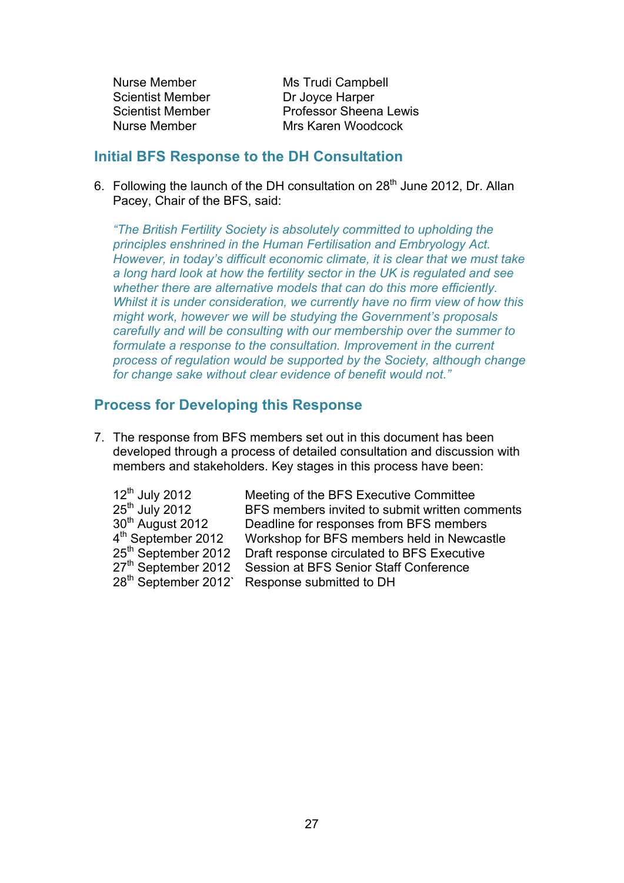| | |
|---|---|
| Nurse Member | Ms Trudi Campbell |
| Scientist Member | Dr Joyce Harper |
| Scientist Member | Professor Sheena Lewis |
| Nurse Member | Mrs Karen Woodcock |

## Initial BFS Response to the DH Consultation

6. Following the launch of the DH consultation on 28th June 2012, Dr. Allan Pacey, Chair of the BFS, said:

   *"The British Fertility Society is absolutely committed to upholding the principles enshrined in the Human Fertilisation and Embryology Act. However, in today's difficult economic climate, it is clear that we must take a long hard look at how the fertility sector in the UK is regulated and see whether there are alternative models that can do this more efficiently. Whilst it is under consideration, we currently have no firm view of how this might work, however we will be studying the Government's proposals carefully and will be consulting with our membership over the summer to formulate a response to the consultation. Improvement in the current process of regulation would be supported by the Society, although change for change sake without clear evidence of benefit would not."*

## Process for Developing this Response

7. The response from BFS members set out in this document has been developed through a process of detailed consultation and discussion with members and stakeholders. Key stages in this process have been:

| | |
|---|---|
| 12th July 2012 | Meeting of the BFS Executive Committee |
| 25th July 2012 | BFS members invited to submit written comments |
| 30th August 2012 | Deadline for responses from BFS members |
| 4th September 2012 | Workshop for BFS members held in Newcastle |
| 25th September 2012 | Draft response circulated to BFS Executive |
| 27th September 2012 | Session at BFS Senior Staff Conference |
| 28th September 2012` | Response submitted to DH |